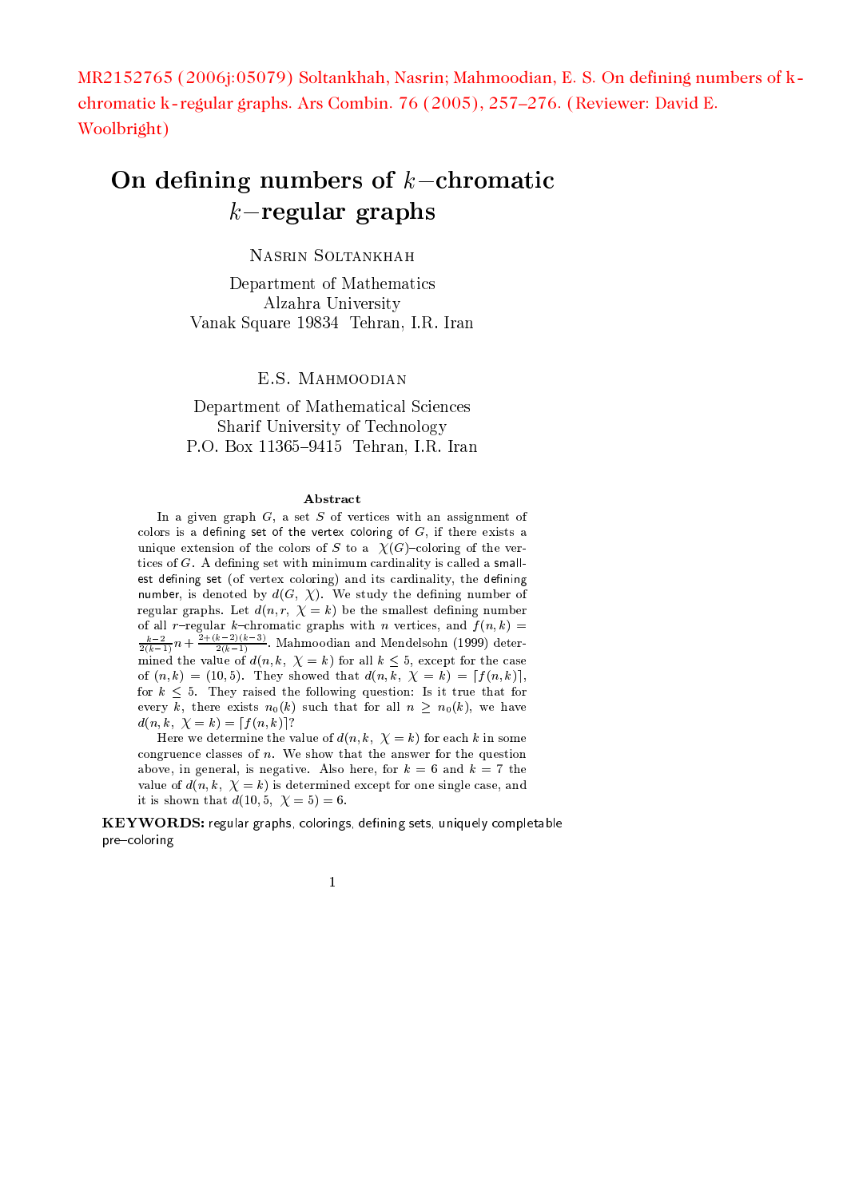MR2152765 (2006j:05079) Soltankhah, Nasrin; Mahmoodian, E. S. On defining numbers of k-chromatic k-regular graphs. Ars Combin. 76 (2005), 257–276. (Reviewer: David E. Woolbright)

# On defining numbers of $k-$chromatic $k-$regular graphs

Nasrin Soltankhah

Department of Mathematics
Alzahra University
Vanak Square 19834 Tehran, I.R. Iran

E.S. Mahmoodian

Department of Mathematical Sciences
Sharif University of Technology
P.O. Box 11365–9415 Tehran, I.R. Iran

### Abstract

In a given graph $G$, a set $S$ of vertices with an assignment of colors is a defining set of the vertex coloring of $G$, if there exists a unique extension of the colors of $S$ to a $\chi(G)$–coloring of the vertices of $G$. A defining set with minimum cardinality is called a smallest defining set (of vertex coloring) and its cardinality, the defining number, is denoted by $d(G, \chi)$. We study the defining number of regular graphs. Let $d(n, r, \chi = k)$ be the smallest defining number of all $r$–regular $k$–chromatic graphs with $n$ vertices, and $f(n, k) = \frac{k-2}{2(k-1)}n + \frac{2+(k-2)(k-3)}{2(k-1)}$. Mahmoodian and Mendelsohn (1999) determined the value of $d(n, k, \chi = k)$ for all $k \leq 5$, except for the case of $(n, k) = (10, 5)$. They showed that $d(n, k, \chi = k) = \lceil f(n, k) \rceil$, for $k \leq 5$. They raised the following question: Is it true that for every $k$, there exists $n_0(k)$ such that for all $n \geq n_0(k)$, we have $d(n, k, \chi = k) = \lceil f(n, k) \rceil$?

Here we determine the value of $d(n, k, \chi = k)$ for each $k$ in some congruence classes of $n$. We show that the answer for the question above, in general, is negative. Also here, for $k = 6$ and $k = 7$ the value of $d(n, k, \chi = k)$ is determined except for one single case, and it is shown that $d(10, 5, \chi = 5) = 6$.

**KEYWORDS:** regular graphs, colorings, defining sets, uniquely completable pre–coloring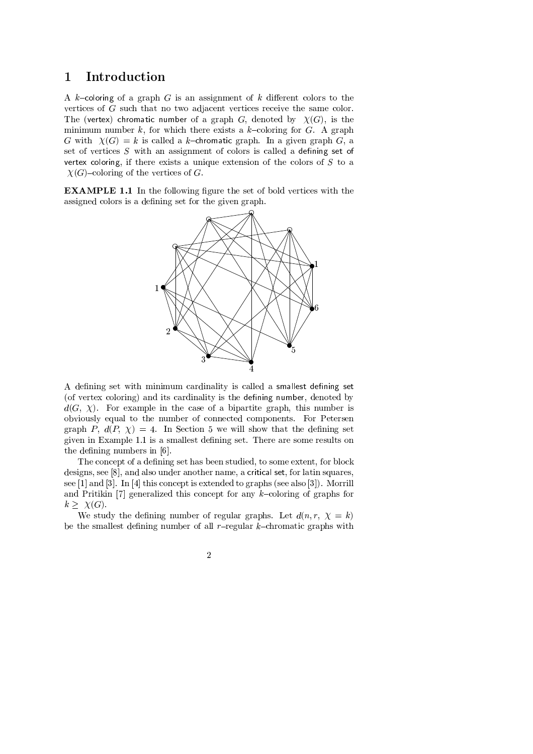# 1 Introduction

A $k$–coloring of a graph $G$ is an assignment of $k$ different colors to the vertices of $G$ such that no two adjacent vertices receive the same color. The (vertex) chromatic number of a graph $G$, denoted by $\chi(G)$, is the minimum number $k$, for which there exists a $k$–coloring for $G$. A graph $G$ with $\chi(G) = k$ is called a $k$–chromatic graph. In a given graph $G$, a set of vertices $S$ with an assignment of colors is called a defining set of vertex coloring, if there exists a unique extension of the colors of $S$ to a $\chi(G)$–coloring of the vertices of $G$.

**EXAMPLE 1.1** In the following figure the set of bold vertices with the assigned colors is a defining set for the given graph.

A defining set with minimum cardinality is called a smallest defining set (of vertex coloring) and its cardinality is the defining number, denoted by $d(G, \chi)$. For example in the case of a bipartite graph, this number is obviously equal to the number of connected components. For Petersen graph $P$, $d(P, \chi) = 4$. In Section 5 we will show that the defining set given in Example 1.1 is a smallest defining set. There are some results on the defining numbers in [6].

The concept of a defining set has been studied, to some extent, for block designs, see [8], and also under another name, a critical set, for latin squares, see [1] and [3]. In [4] this concept is extended to graphs (see also [3]). Morrill and Pritikin [7] generalized this concept for any $k$–coloring of graphs for $k \geq \chi(G)$.

We study the defining number of regular graphs. Let $d(n, r, \chi = k)$ be the smallest defining number of all $r$–regular $k$–chromatic graphs with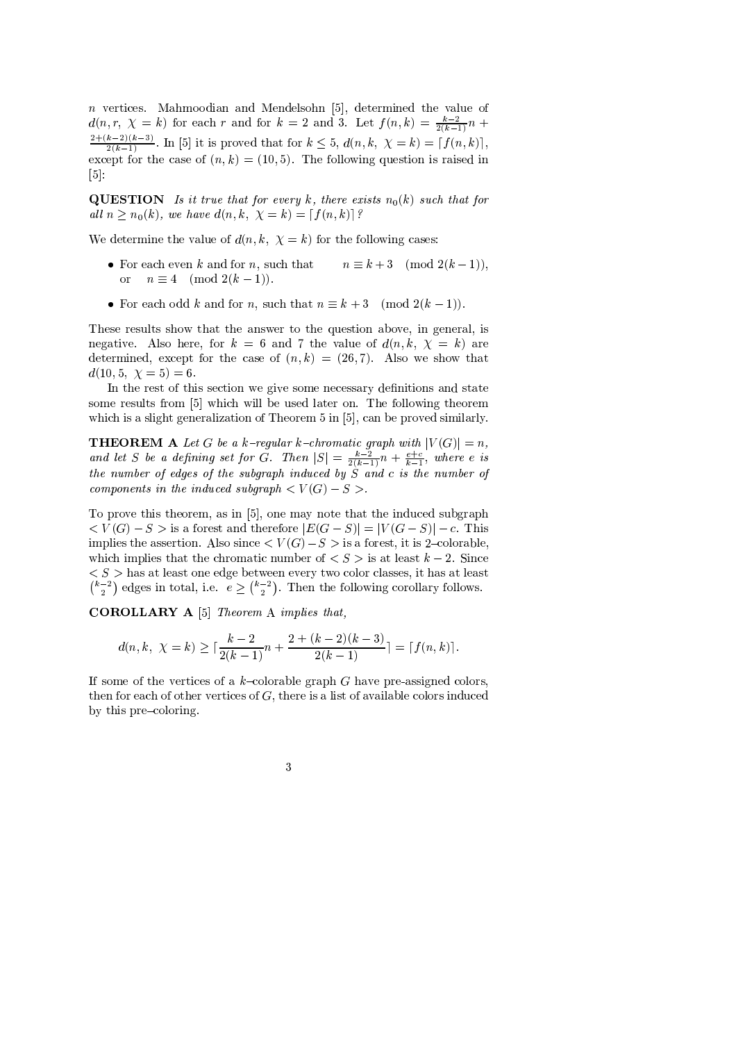$n$ vertices. Mahmoodian and Mendelsohn [5], determined the value of $d(n, r,\ \chi = k)$ for each $r$ and for $k = 2$ and 3. Let $f(n,k) = \frac{k-2}{2(k-1)}n + \frac{2+(k-2)(k-3)}{2(k-1)}$. In [5] it is proved that for $k \leq 5$, $d(n, k,\ \chi = k) = \lceil f(n,k) \rceil$, except for the case of $(n,k) = (10, 5)$. The following question is raised in [5]:

**QUESTION** *Is it true that for every $k$, there exists $n_0(k)$ such that for all $n \geq n_0(k)$, we have $d(n, k,\ \chi = k) = \lceil f(n,k) \rceil$?*

We determine the value of $d(n, k,\ \chi = k)$ for the following cases:

- For each even $k$ and for $n$, such that $\quad n \equiv k+3 \pmod{2(k-1)}$, or $\quad n \equiv 4 \pmod{2(k-1)}$.
- For each odd $k$ and for $n$, such that $n \equiv k+3 \pmod{2(k-1)}$.

These results show that the answer to the question above, in general, is negative. Also here, for $k = 6$ and 7 the value of $d(n, k,\ \chi = k)$ are determined, except for the case of $(n,k) = (26, 7)$. Also we show that $d(10, 5,\ \chi = 5) = 6$.

In the rest of this section we give some necessary definitions and state some results from [5] which will be used later on. The following theorem which is a slight generalization of Theorem 5 in [5], can be proved similarly.

**THEOREM A** *Let $G$ be a $k$–regular $k$–chromatic graph with $|V(G)| = n$, and let $S$ be a defining set for $G$. Then $|S| = \frac{k-2}{2(k-1)}n + \frac{e+c}{k-1}$, where $e$ is the number of edges of the subgraph induced by $S$ and $c$ is the number of components in the induced subgraph $< V(G) - S >$.*

To prove this theorem, as in [5], one may note that the induced subgraph $< V(G) - S >$ is a forest and therefore $|E(G-S)| = |V(G-S)| - c$. This implies the assertion. Also since $< V(G) - S >$ is a forest, it is 2–colorable, which implies that the chromatic number of $< S >$ is at least $k-2$. Since $< S >$ has at least one edge between every two color classes, it has at least $\binom{k-2}{2}$ edges in total, i.e. $e \geq \binom{k-2}{2}$. Then the following corollary follows.

**COROLLARY A** [5] *Theorem* A *implies that,*

$$d(n, k,\ \chi = k) \geq \lceil \frac{k-2}{2(k-1)}n + \frac{2+(k-2)(k-3)}{2(k-1)} \rceil = \lceil f(n,k) \rceil.$$

If some of the vertices of a $k$–colorable graph $G$ have pre-assigned colors, then for each of other vertices of $G$, there is a list of available colors induced by this pre–coloring.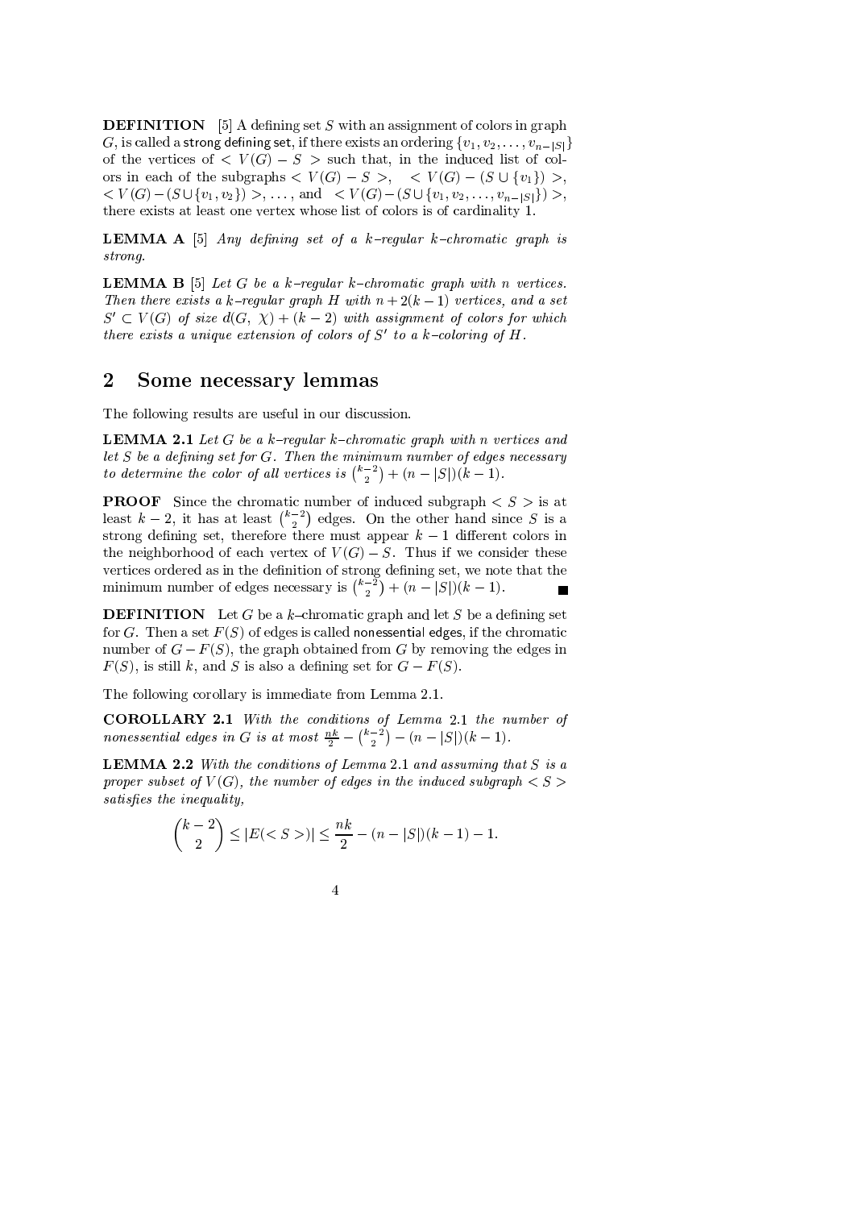**DEFINITION** [5] A defining set $S$ with an assignment of colors in graph $G$, is called a strong defining set, if there exists an ordering $\{v_1, v_2, \ldots, v_{n-|S|}\}$ of the vertices of $< V(G) - S >$ such that, in the induced list of colors in each of the subgraphs $< V(G) - S >$, $< V(G) - (S \cup \{v_1\}) >$, $< V(G) - (S \cup \{v_1, v_2\}) >$, $\ldots$, and $< V(G) - (S \cup \{v_1, v_2, \ldots, v_{n-|S|}\}) >$, there exists at least one vertex whose list of colors is of cardinality 1.

**LEMMA A** [5] *Any defining set of a $k$–regular $k$–chromatic graph is strong.*

**LEMMA B** [5] *Let $G$ be a $k$–regular $k$–chromatic graph with $n$ vertices. Then there exists a $k$–regular graph $H$ with $n + 2(k-1)$ vertices, and a set $S' \subset V(G)$ of size $d(G, \chi) + (k-2)$ with assignment of colors for which there exists a unique extension of colors of $S'$ to a $k$–coloring of $H$.*

## 2 Some necessary lemmas

The following results are useful in our discussion.

**LEMMA 2.1** *Let $G$ be a $k$–regular $k$–chromatic graph with $n$ vertices and let $S$ be a defining set for $G$. Then the minimum number of edges necessary to determine the color of all vertices is $\binom{k-2}{2} + (n - |S|)(k-1)$.*

**PROOF** Since the chromatic number of induced subgraph $< S >$ is at least $k-2$, it has at least $\binom{k-2}{2}$ edges. On the other hand since $S$ is a strong defining set, therefore there must appear $k-1$ different colors in the neighborhood of each vertex of $V(G) - S$. Thus if we consider these vertices ordered as in the definition of strong defining set, we note that the minimum number of edges necessary is $\binom{k-2}{2} + (n - |S|)(k-1)$. ∎

**DEFINITION** Let $G$ be a $k$–chromatic graph and let $S$ be a defining set for $G$. Then a set $F(S)$ of edges is called nonessential edges, if the chromatic number of $G - F(S)$, the graph obtained from $G$ by removing the edges in $F(S)$, is still $k$, and $S$ is also a defining set for $G - F(S)$.

The following corollary is immediate from Lemma 2.1.

**COROLLARY 2.1** *With the conditions of Lemma 2.1 the number of nonessential edges in $G$ is at most $\frac{nk}{2} - \binom{k-2}{2} - (n - |S|)(k-1)$.*

**LEMMA 2.2** *With the conditions of Lemma 2.1 and assuming that $S$ is a proper subset of $V(G)$, the number of edges in the induced subgraph $< S >$ satisfies the inequality,*

$$\binom{k-2}{2} \leq |E(< S >)| \leq \frac{nk}{2} - (n - |S|)(k-1) - 1.$$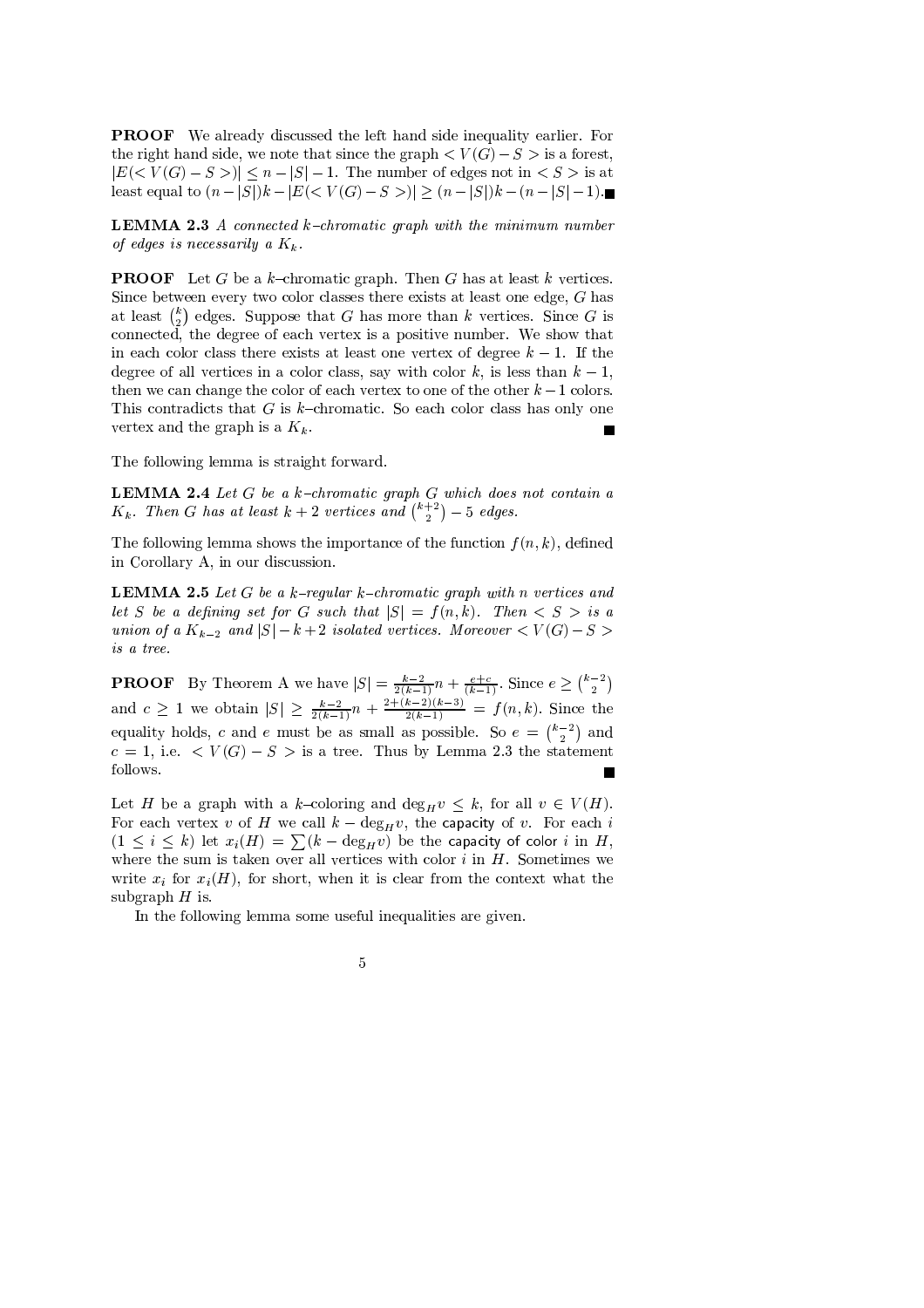**PROOF** We already discussed the left hand side inequality earlier. For the right hand side, we note that since the graph $< V(G) - S >$ is a forest, $|E(< V(G) - S >)| \leq n - |S| - 1$. The number of edges not in $< S >$ is at least equal to $(n - |S|)k - |E(< V(G) - S >)| \geq (n - |S|)k - (n - |S| - 1)$. ■

**LEMMA 2.3** *A connected $k$–chromatic graph with the minimum number of edges is necessarily a $K_k$.*

**PROOF** Let $G$ be a $k$–chromatic graph. Then $G$ has at least $k$ vertices. Since between every two color classes there exists at least one edge, $G$ has at least $\binom{k}{2}$ edges. Suppose that $G$ has more than $k$ vertices. Since $G$ is connected, the degree of each vertex is a positive number. We show that in each color class there exists at least one vertex of degree $k - 1$. If the degree of all vertices in a color class, say with color $k$, is less than $k - 1$, then we can change the color of each vertex to one of the other $k - 1$ colors. This contradicts that $G$ is $k$–chromatic. So each color class has only one vertex and the graph is a $K_k$. ■

The following lemma is straight forward.

**LEMMA 2.4** *Let $G$ be a $k$–chromatic graph $G$ which does not contain a $K_k$. Then $G$ has at least $k + 2$ vertices and $\binom{k+2}{2} - 5$ edges.*

The following lemma shows the importance of the function $f(n, k)$, defined in Corollary A, in our discussion.

**LEMMA 2.5** *Let $G$ be a $k$–regular $k$–chromatic graph with $n$ vertices and let $S$ be a defining set for $G$ such that $|S| = f(n, k)$. Then $< S >$ is a union of a $K_{k-2}$ and $|S| - k + 2$ isolated vertices. Moreover $< V(G) - S >$ is a tree.*

**PROOF** By Theorem A we have $|S| = \frac{k-2}{2(k-1)}n + \frac{e+c}{(k-1)}$. Since $e \geq \binom{k-2}{2}$ and $c \geq 1$ we obtain $|S| \geq \frac{k-2}{2(k-1)}n + \frac{2+(k-2)(k-3)}{2(k-1)} = f(n, k)$. Since the equality holds, $c$ and $e$ must be as small as possible. So $e = \binom{k-2}{2}$ and $c = 1$, i.e. $< V(G) - S >$ is a tree. Thus by Lemma 2.3 the statement follows. ■

Let $H$ be a graph with a $k$–coloring and $\deg_H v \leq k$, for all $v \in V(H)$. For each vertex $v$ of $H$ we call $k - \deg_H v$, the capacity of $v$. For each $i$ $(1 \leq i \leq k)$ let $x_i(H) = \sum(k - \deg_H v)$ be the capacity of color $i$ in $H$, where the sum is taken over all vertices with color $i$ in $H$. Sometimes we write $x_i$ for $x_i(H)$, for short, when it is clear from the context what the subgraph $H$ is.

In the following lemma some useful inequalities are given.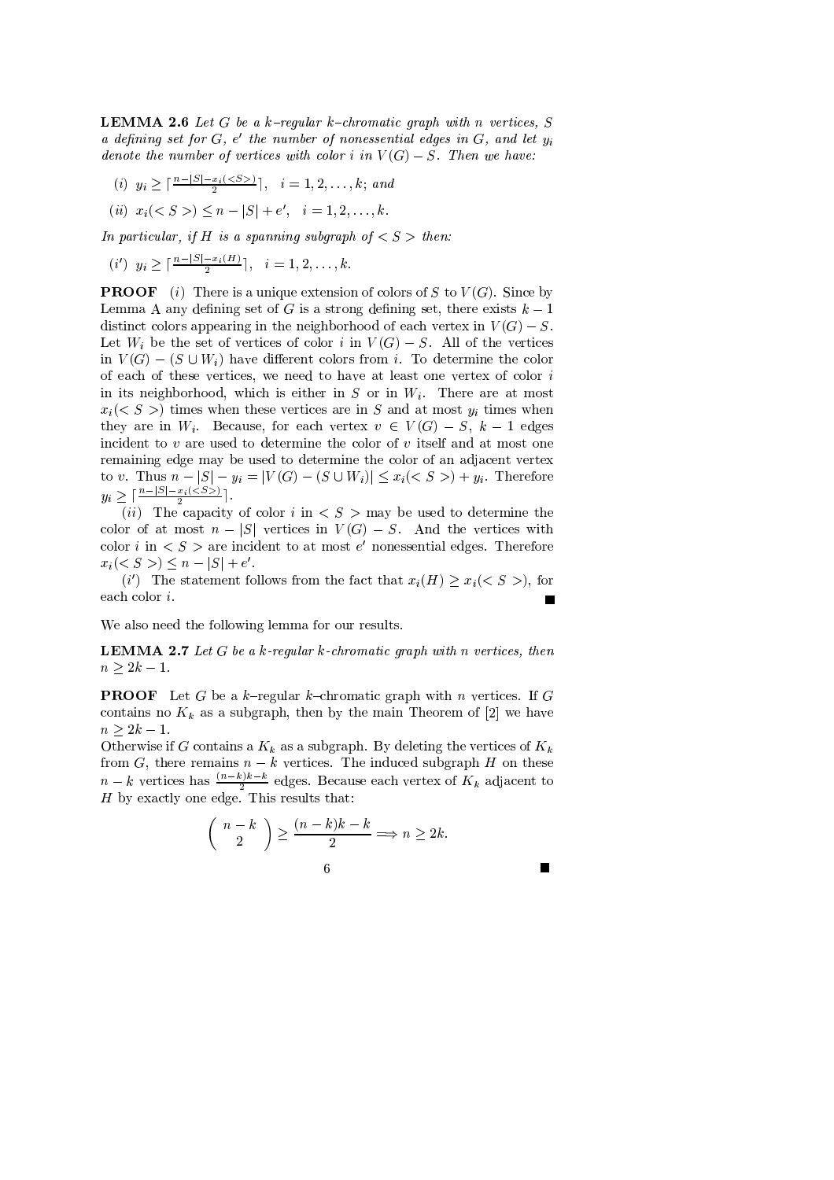**LEMMA 2.6** *Let $G$ be a $k$–regular $k$–chromatic graph with $n$ vertices, $S$ a defining set for $G$, $e'$ the number of nonessential edges in $G$, and let $y_i$ denote the number of vertices with color $i$ in $V(G) - S$. Then we have:*

(*i*) $y_i \geq \lceil \frac{n-|S|-x_i(<S>)}{2} \rceil$, $\quad i = 1, 2, \ldots, k$; *and*

(*ii*) $x_i(< S >) \leq n - |S| + e'$, $\quad i = 1, 2, \ldots, k$.

*In particular, if $H$ is a spanning subgraph of $< S >$ then:*

(*i'*) $y_i \geq \lceil \frac{n-|S|-x_i(H)}{2} \rceil$, $\quad i = 1, 2, \ldots, k$.

**PROOF** (*i*) There is a unique extension of colors of $S$ to $V(G)$. Since by Lemma A any defining set of $G$ is a strong defining set, there exists $k-1$ distinct colors appearing in the neighborhood of each vertex in $V(G) - S$. Let $W_i$ be the set of vertices of color $i$ in $V(G) - S$. All of the vertices in $V(G) - (S \cup W_i)$ have different colors from $i$. To determine the color of each of these vertices, we need to have at least one vertex of color $i$ in its neighborhood, which is either in $S$ or in $W_i$. There are at most $x_i(< S >)$ times when these vertices are in $S$ and at most $y_i$ times when they are in $W_i$. Because, for each vertex $v \in V(G) - S$, $k-1$ edges incident to $v$ are used to determine the color of $v$ itself and at most one remaining edge may be used to determine the color of an adjacent vertex to $v$. Thus $n - |S| - y_i = |V(G) - (S \cup W_i)| \leq x_i(< S >) + y_i$. Therefore $y_i \geq \lceil \frac{n-|S|-x_i(<S>)}{2} \rceil$.

(*ii*) The capacity of color $i$ in $< S >$ may be used to determine the color of at most $n - |S|$ vertices in $V(G) - S$. And the vertices with color $i$ in $< S >$ are incident to at most $e'$ nonessential edges. Therefore $x_i(< S >) \leq n - |S| + e'$.

(*i'*) The statement follows from the fact that $x_i(H) \geq x_i(< S >)$, for each color $i$. ■

We also need the following lemma for our results.

**LEMMA 2.7** *Let $G$ be a $k$-regular $k$-chromatic graph with $n$ vertices, then $n \geq 2k - 1$.*

**PROOF** Let $G$ be a $k$–regular $k$–chromatic graph with $n$ vertices. If $G$ contains no $K_k$ as a subgraph, then by the main Theorem of [2] we have $n \geq 2k - 1$.
Otherwise if $G$ contains a $K_k$ as a subgraph. By deleting the vertices of $K_k$ from $G$, there remains $n - k$ vertices. The induced subgraph $H$ on these $n - k$ vertices has $\frac{(n-k)k-k}{2}$ edges. Because each vertex of $K_k$ adjacent to $H$ by exactly one edge. This results that:

$$\binom{n-k}{2} \geq \frac{(n-k)k-k}{2} \Longrightarrow n \geq 2k.$$

■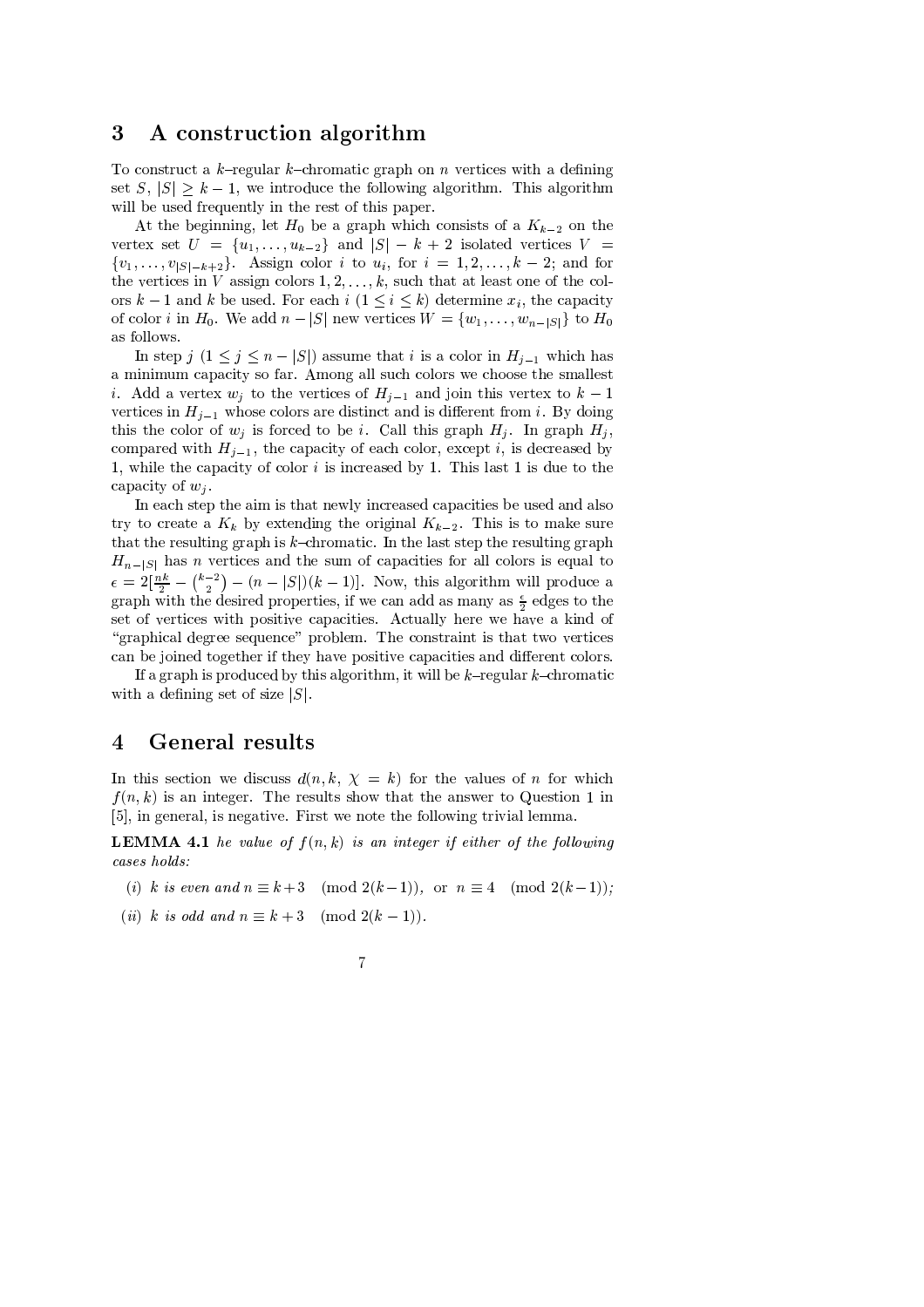## 3 A construction algorithm

To construct a $k$–regular $k$–chromatic graph on $n$ vertices with a defining set $S$, $|S| \geq k-1$, we introduce the following algorithm. This algorithm will be used frequently in the rest of this paper.

At the beginning, let $H_0$ be a graph which consists of a $K_{k-2}$ on the vertex set $U = \{u_1, \ldots, u_{k-2}\}$ and $|S| - k + 2$ isolated vertices $V = \{v_1, \ldots, v_{|S|-k+2}\}$. Assign color $i$ to $u_i$, for $i = 1, 2, \ldots, k-2$; and for the vertices in $V$ assign colors $1, 2, \ldots, k$, such that at least one of the colors $k-1$ and $k$ be used. For each $i$ $(1 \leq i \leq k)$ determine $x_i$, the capacity of color $i$ in $H_0$. We add $n - |S|$ new vertices $W = \{w_1, \ldots, w_{n-|S|}\}$ to $H_0$ as follows.

In step $j$ $(1 \leq j \leq n - |S|)$ assume that $i$ is a color in $H_{j-1}$ which has a minimum capacity so far. Among all such colors we choose the smallest $i$. Add a vertex $w_j$ to the vertices of $H_{j-1}$ and join this vertex to $k-1$ vertices in $H_{j-1}$ whose colors are distinct and is different from $i$. By doing this the color of $w_j$ is forced to be $i$. Call this graph $H_j$. In graph $H_j$, compared with $H_{j-1}$, the capacity of each color, except $i$, is decreased by 1, while the capacity of color $i$ is increased by 1. This last 1 is due to the capacity of $w_j$.

In each step the aim is that newly increased capacities be used and also try to create a $K_k$ by extending the original $K_{k-2}$. This is to make sure that the resulting graph is $k$–chromatic. In the last step the resulting graph $H_{n-|S|}$ has $n$ vertices and the sum of capacities for all colors is equal to $\epsilon = 2[\frac{nk}{2} - \binom{k-2}{2} - (n - |S|)(k-1)]$. Now, this algorithm will produce a graph with the desired properties, if we can add as many as $\frac{\epsilon}{2}$ edges to the set of vertices with positive capacities. Actually here we have a kind of "graphical degree sequence" problem. The constraint is that two vertices can be joined together if they have positive capacities and different colors.

If a graph is produced by this algorithm, it will be $k$–regular $k$–chromatic with a defining set of size $|S|$.

## 4 General results

In this section we discuss $d(n, k, \chi = k)$ for the values of $n$ for which $f(n, k)$ is an integer. The results show that the answer to Question 1 in [5], in general, is negative. First we note the following trivial lemma.

**LEMMA 4.1** *he value of $f(n, k)$ is an integer if either of the following cases holds:*

(i) *$k$ is even and $n \equiv k+3 \pmod{2(k-1)}$, or $n \equiv 4 \pmod{2(k-1)}$;*

(ii) *$k$ is odd and $n \equiv k+3 \pmod{2(k-1)}$.*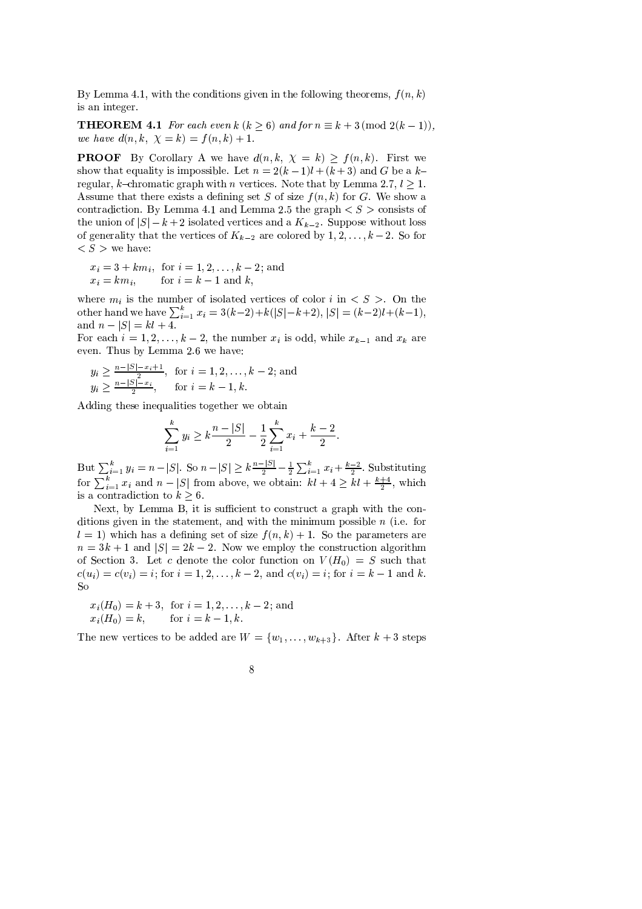By Lemma 4.1, with the conditions given in the following theorems, $f(n, k)$ is an integer.

**THEOREM 4.1** *For each even $k$ ($k \geq 6$) and for $n \equiv k + 3 \pmod{2(k-1)}$, we have $d(n, k, \ \chi = k) = f(n, k) + 1$.*

**PROOF** By Corollary A we have $d(n, k, \ \chi = k) \geq f(n, k)$. First we show that equality is impossible. Let $n = 2(k-1)l + (k+3)$ and $G$ be a $k$–regular, $k$–chromatic graph with $n$ vertices. Note that by Lemma 2.7, $l \geq 1$. Assume that there exists a defining set $S$ of size $f(n, k)$ for $G$. We show a contradiction. By Lemma 4.1 and Lemma 2.5 the graph $< S >$ consists of the union of $|S| - k + 2$ isolated vertices and a $K_{k-2}$. Suppose without loss of generality that the vertices of $K_{k-2}$ are colored by $1, 2, \ldots, k-2$. So for $< S >$ we have:

$x_i = 3 + km_i$, for $i = 1, 2, \ldots, k-2$; and
$x_i = km_i$, for $i = k-1$ and $k$,

where $m_i$ is the number of isolated vertices of color $i$ in $< S >$. On the other hand we have $\sum_{i=1}^{k} x_i = 3(k-2) + k(|S| - k + 2)$, $|S| = (k-2)l + (k-1)$, and $n - |S| = kl + 4$.
For each $i = 1, 2, \ldots, k-2$, the number $x_i$ is odd, while $x_{k-1}$ and $x_k$ are even. Thus by Lemma 2.6 we have:

$y_i \geq \frac{n - |S| - x_i + 1}{2}$, for $i = 1, 2, \ldots, k-2$; and
$y_i \geq \frac{n - |S| - x_i}{2}$, for $i = k-1, k$.

Adding these inequalities together we obtain

$$\sum_{i=1}^{k} y_i \geq k\frac{n - |S|}{2} - \frac{1}{2}\sum_{i=1}^{k} x_i + \frac{k-2}{2}.$$

But $\sum_{i=1}^{k} y_i = n - |S|$. So $n - |S| \geq k\frac{n-|S|}{2} - \frac{1}{2}\sum_{i=1}^{k} x_i + \frac{k-2}{2}$. Substituting for $\sum_{i=1}^{k} x_i$ and $n - |S|$ from above, we obtain: $kl + 4 \geq kl + \frac{k+4}{2}$, which is a contradiction to $k \geq 6$.

Next, by Lemma B, it is sufficient to construct a graph with the conditions given in the statement, and with the minimum possible $n$ (i.e. for $l = 1$) which has a defining set of size $f(n, k) + 1$. So the parameters are $n = 3k + 1$ and $|S| = 2k - 2$. Now we employ the construction algorithm of Section 3. Let $c$ denote the color function on $V(H_0) = S$ such that $c(u_i) = c(v_i) = i$; for $i = 1, 2, \ldots, k-2$, and $c(v_i) = i$; for $i = k-1$ and $k$. So

$x_i(H_0) = k + 3$, for $i = 1, 2, \ldots, k-2$; and
$x_i(H_0) = k$, for $i = k-1, k$.

The new vertices to be added are $W = \{w_1, \ldots, w_{k+3}\}$. After $k + 3$ steps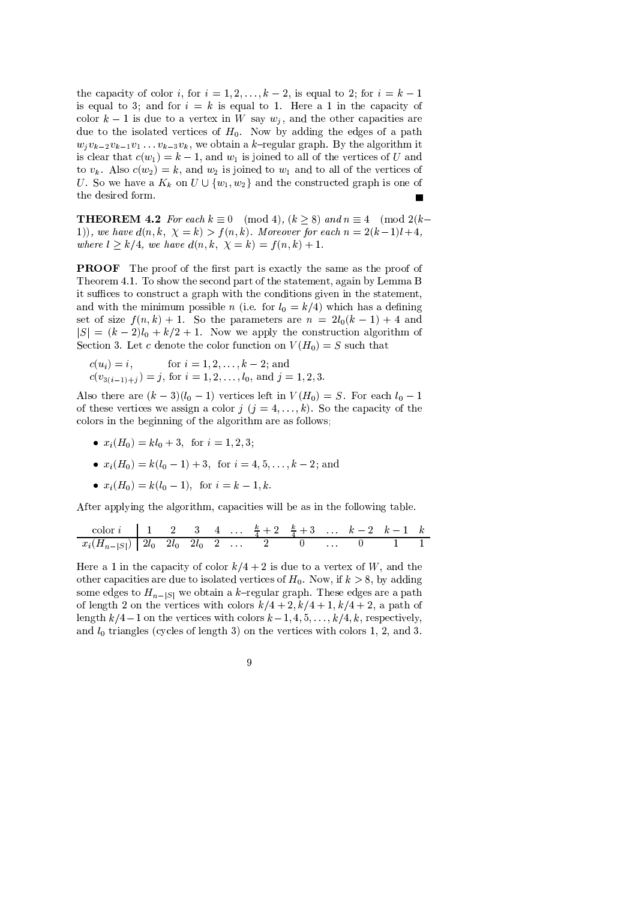the capacity of color $i$, for $i = 1, 2, \ldots, k-2$, is equal to 2; for $i = k-1$ is equal to 3; and for $i = k$ is equal to 1. Here a 1 in the capacity of color $k-1$ is due to a vertex in $W$ say $w_j$, and the other capacities are due to the isolated vertices of $H_0$. Now by adding the edges of a path $w_j v_{k-2} v_{k-1} v_1 \ldots v_{k-3} v_k$, we obtain a $k$–regular graph. By the algorithm it is clear that $c(w_1) = k-1$, and $w_1$ is joined to all of the vertices of $U$ and to $v_k$. Also $c(w_2) = k$, and $w_2$ is joined to $w_1$ and to all of the vertices of $U$. So we have a $K_k$ on $U \cup \{w_1, w_2\}$ and the constructed graph is one of the desired form. ■

**THEOREM 4.2** *For each $k \equiv 0 \pmod 4$, $(k \geq 8)$ and $n \equiv 4 \pmod{2(k-1)}$, we have $d(n, k, \ \chi = k) > f(n, k)$. Moreover for each $n = 2(k-1)l + 4$, where $l \geq k/4$, we have $d(n, k, \ \chi = k) = f(n, k) + 1$.*

**PROOF** The proof of the first part is exactly the same as the proof of Theorem 4.1. To show the second part of the statement, again by Lemma B it suffices to construct a graph with the conditions given in the statement, and with the minimum possible $n$ (i.e. for $l_0 = k/4$) which has a defining set of size $f(n, k) + 1$. So the parameters are $n = 2l_0(k-1) + 4$ and $|S| = (k-2)l_0 + k/2 + 1$. Now we apply the construction algorithm of Section 3. Let $c$ denote the color function on $V(H_0) = S$ such that

$c(u_i) = i$, for $i = 1, 2, \ldots, k-2$; and
$c(v_{3(i-1)+j}) = j$, for $i = 1, 2, \ldots, l_0$, and $j = 1, 2, 3$.

Also there are $(k-3)(l_0 - 1)$ vertices left in $V(H_0) = S$. For each $l_0 - 1$ of these vertices we assign a color $j$ $(j = 4, \ldots, k)$. So the capacity of the colors in the beginning of the algorithm are as follows;

- $x_i(H_0) = kl_0 + 3$, for $i = 1, 2, 3$;
- $x_i(H_0) = k(l_0 - 1) + 3$, for $i = 4, 5, \ldots, k-2$; and
- $x_i(H_0) = k(l_0 - 1)$, for $i = k-1, k$.

After applying the algorithm, capacities will be as in the following table.

| color $i$ | 1 | 2 | 3 | 4 | $\ldots$ | $\frac{k}{4}+2$ | $\frac{k}{4}+3$ | $\ldots$ | $k-2$ | $k-1$ | $k$ |
|---|---|---|---|---|---|---|---|---|---|---|---|
| $x_i(H_{n-\lvert S\rvert})$ | $2l_0$ | $2l_0$ | $2l_0$ | 2 | $\ldots$ | 2 | 0 | $\ldots$ | 0 | 1 | 1 |

Here a 1 in the capacity of color $k/4 + 2$ is due to a vertex of $W$, and the other capacities are due to isolated vertices of $H_0$. Now, if $k > 8$, by adding some edges to $H_{n-|S|}$ we obtain a $k$–regular graph. These edges are a path of length 2 on the vertices with colors $k/4+2, k/4+1, k/4+2$, a path of length $k/4 - 1$ on the vertices with colors $k-1, 4, 5, \ldots, k/4, k$, respectively, and $l_0$ triangles (cycles of length 3) on the vertices with colors 1, 2, and 3.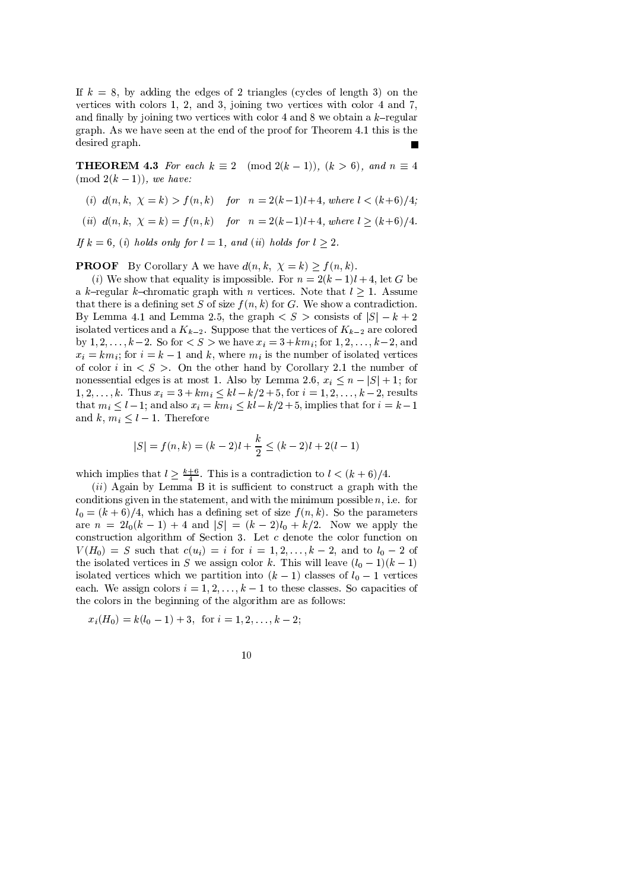If $k = 8$, by adding the edges of 2 triangles (cycles of length 3) on the vertices with colors 1, 2, and 3, joining two vertices with color 4 and 7, and finally by joining two vertices with color 4 and 8 we obtain a $k$–regular graph. As we have seen at the end of the proof for Theorem 4.1 this is the desired graph. ■

**THEOREM 4.3** *For each* $k \equiv 2 \pmod{2(k-1)}$, $(k > 6)$, *and* $n \equiv 4 \pmod{2(k-1)}$, *we have:*

(*i*) $d(n, k,\ \chi = k) > f(n, k)$ *for* $n = 2(k-1)l+4$, *where* $l < (k+6)/4$;

(*ii*) $d(n, k,\ \chi = k) = f(n, k)$ *for* $n = 2(k-1)l+4$, *where* $l \geq (k+6)/4$.

*If* $k = 6$, (*i*) *holds only for* $l = 1$, *and* (*ii*) *holds for* $l \geq 2$.

**PROOF** By Corollary A we have $d(n, k,\ \chi = k) \geq f(n, k)$.

(*i*) We show that equality is impossible. For $n = 2(k-1)l + 4$, let $G$ be a $k$-regular $k$-chromatic graph with $n$ vertices. Note that $l \geq 1$. Assume that there is a defining set $S$ of size $f(n, k)$ for $G$. We show a contradiction. By Lemma 4.1 and Lemma 2.5, the graph $< S >$ consists of $|S| - k + 2$ isolated vertices and a $K_{k-2}$. Suppose that the vertices of $K_{k-2}$ are colored by $1, 2, \ldots, k-2$. So for $< S >$ we have $x_i = 3 + km_i$; for $1, 2, \ldots, k-2$, and $x_i = km_i$; for $i = k-1$ and $k$, where $m_i$ is the number of isolated vertices of color $i$ in $< S >$. On the other hand by Corollary 2.1 the number of nonessential edges is at most 1. Also by Lemma 2.6, $x_i \leq n - |S| + 1$; for $1, 2, \ldots, k$. Thus $x_i = 3 + km_i \leq kl - k/2 + 5$, for $i = 1, 2, \ldots, k-2$, results that $m_i \leq l-1$; and also $x_i = km_i \leq kl - k/2 + 5$, implies that for $i = k-1$ and $k$, $m_i \leq l-1$. Therefore

$$|S| = f(n, k) = (k-2)l + \frac{k}{2} \leq (k-2)l + 2(l-1)$$

which implies that $l \geq \frac{k+6}{4}$. This is a contradiction to $l < (k+6)/4$.

(*ii*) Again by Lemma B it is sufficient to construct a graph with the conditions given in the statement, and with the minimum possible $n$, i.e. for $l_0 = (k+6)/4$, which has a defining set of size $f(n, k)$. So the parameters are $n = 2l_0(k-1) + 4$ and $|S| = (k-2)l_0 + k/2$. Now we apply the construction algorithm of Section 3. Let $c$ denote the color function on $V(H_0) = S$ such that $c(u_i) = i$ for $i = 1, 2, \ldots, k-2$, and to $l_0 - 2$ of the isolated vertices in $S$ we assign color $k$. This will leave $(l_0-1)(k-1)$ isolated vertices which we partition into $(k-1)$ classes of $l_0 - 1$ vertices each. We assign colors $i = 1, 2, \ldots, k-1$ to these classes. So capacities of the colors in the beginning of the algorithm are as follows:

$x_i(H_0) = k(l_0 - 1) + 3$, for $i = 1, 2, \ldots, k-2$;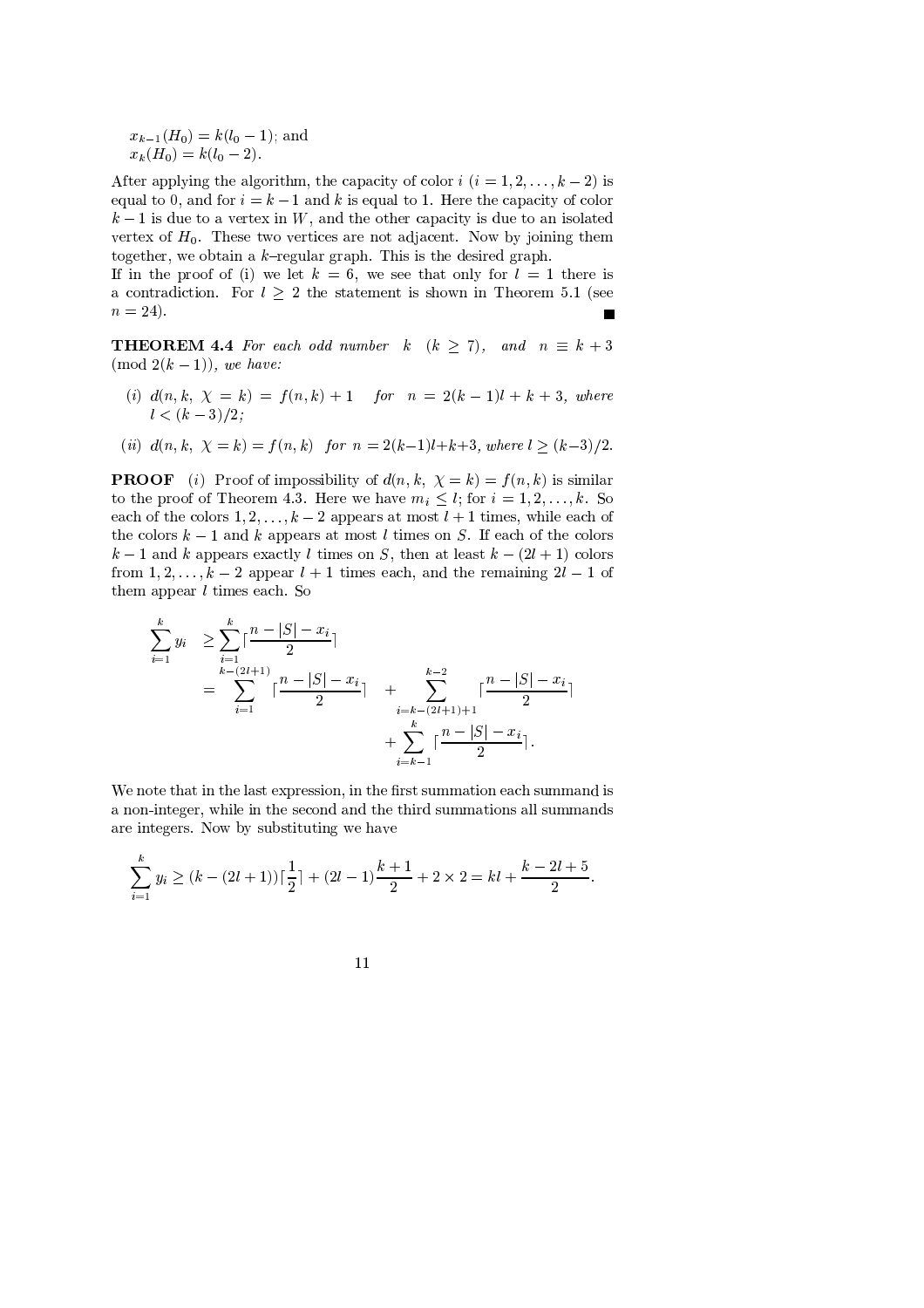$x_{k-1}(H_0) = k(l_0 - 1)$; and
$x_k(H_0) = k(l_0 - 2)$.

After applying the algorithm, the capacity of color $i$ $(i = 1, 2, \ldots, k-2)$ is equal to 0, and for $i = k-1$ and $k$ is equal to 1. Here the capacity of color $k-1$ is due to a vertex in $W$, and the other capacity is due to an isolated vertex of $H_0$. These two vertices are not adjacent. Now by joining them together, we obtain a $k$–regular graph. This is the desired graph.
If in the proof of (i) we let $k = 6$, we see that only for $l = 1$ there is a contradiction. For $l \geq 2$ the statement is shown in Theorem 5.1 (see $n = 24$). ■

**THEOREM 4.4** *For each odd number* $k$ $(k \geq 7)$, *and* $n \equiv k + 3 \pmod{2(k-1)}$, *we have:*

(*i*) $d(n, k, \chi = k) = f(n, k) + 1$ *for* $n = 2(k-1)l + k + 3$, *where* $l < (k-3)/2$;

(*ii*) $d(n, k, \chi = k) = f(n, k)$ *for* $n = 2(k-1)l + k + 3$, *where* $l \geq (k-3)/2$.

**PROOF** (*i*) Proof of impossibility of $d(n, k, \chi = k) = f(n, k)$ is similar to the proof of Theorem 4.3. Here we have $m_i \leq l$; for $i = 1, 2, \ldots, k$. So each of the colors $1, 2, \ldots, k-2$ appears at most $l+1$ times, while each of the colors $k-1$ and $k$ appears at most $l$ times on $S$. If each of the colors $k-1$ and $k$ appears exactly $l$ times on $S$, then at least $k - (2l+1)$ colors from $1, 2, \ldots, k-2$ appear $l+1$ times each, and the remaining $2l-1$ of them appear $l$ times each. So

$$\begin{aligned}
\sum_{i=1}^{k} y_i &\geq \sum_{i=1}^{k} \lceil \frac{n - |S| - x_i}{2} \rceil \\
&= \sum_{i=1}^{k-(2l+1)} \lceil \frac{n - |S| - x_i}{2} \rceil + \sum_{i=k-(2l+1)+1}^{k-2} \lceil \frac{n - |S| - x_i}{2} \rceil \\
&\quad + \sum_{i=k-1}^{k} \lceil \frac{n - |S| - x_i}{2} \rceil .
\end{aligned}$$

We note that in the last expression, in the first summation each summand is a non-integer, while in the second and the third summations all summands are integers. Now by substituting we have

$$\sum_{i=1}^{k} y_i \geq (k - (2l+1)) \lceil \frac{1}{2} \rceil + (2l-1)\frac{k+1}{2} + 2 \times 2 = kl + \frac{k - 2l + 5}{2}.$$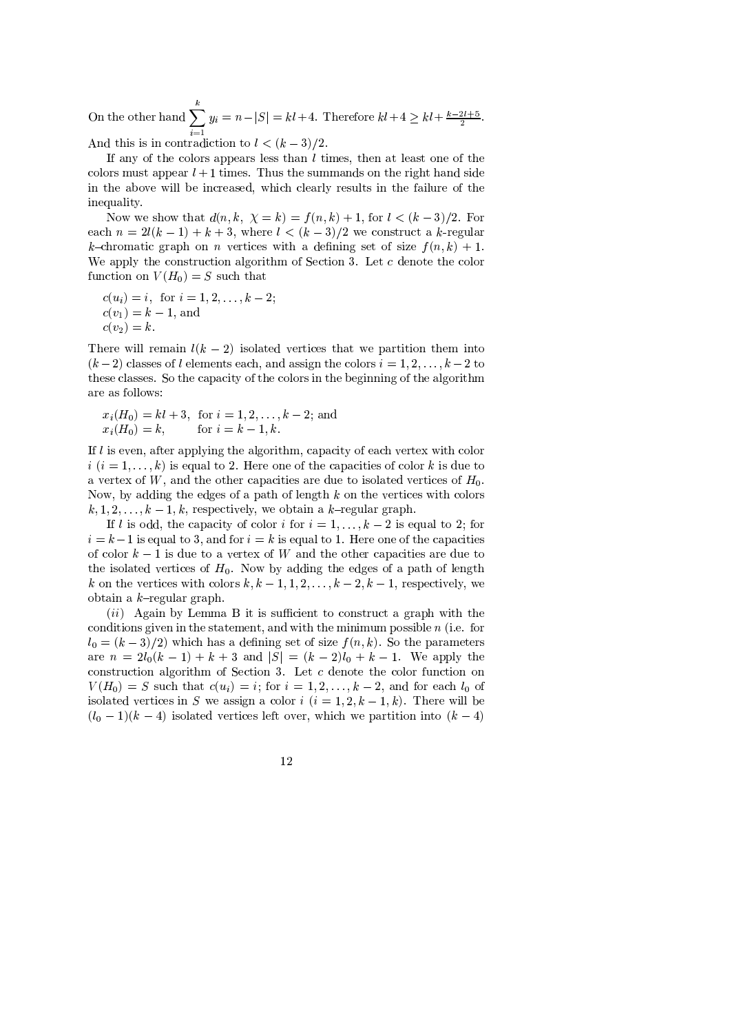On the other hand $\sum_{i=1}^{k} y_i = n - |S| = kl + 4$. Therefore $kl + 4 \geq kl + \frac{k-2l+5}{2}$. And this is in contradiction to $l < (k-3)/2$.

If any of the colors appears less than $l$ times, then at least one of the colors must appear $l+1$ times. Thus the summands on the right hand side in the above will be increased, which clearly results in the failure of the inequality.

Now we show that $d(n, k,\ \chi = k) = f(n, k) + 1$, for $l < (k-3)/2$. For each $n = 2l(k-1) + k + 3$, where $l < (k-3)/2$ we construct a $k$-regular $k$–chromatic graph on $n$ vertices with a defining set of size $f(n, k) + 1$. We apply the construction algorithm of Section 3. Let $c$ denote the color function on $V(H_0) = S$ such that

$c(u_i) = i$, for $i = 1, 2, \ldots, k-2$;
$c(v_1) = k-1$, and
$c(v_2) = k$.

There will remain $l(k-2)$ isolated vertices that we partition them into $(k-2)$ classes of $l$ elements each, and assign the colors $i = 1, 2, \ldots, k-2$ to these classes. So the capacity of the colors in the beginning of the algorithm are as follows:

$x_i(H_0) = kl + 3$, for $i = 1, 2, \ldots, k-2$; and
$x_i(H_0) = k$, for $i = k-1, k$.

If $l$ is even, after applying the algorithm, capacity of each vertex with color $i$ $(i = 1, \ldots, k)$ is equal to 2. Here one of the capacities of color $k$ is due to a vertex of $W$, and the other capacities are due to isolated vertices of $H_0$. Now, by adding the edges of a path of length $k$ on the vertices with colors $k, 1, 2, \ldots, k-1, k$, respectively, we obtain a $k$–regular graph.

If $l$ is odd, the capacity of color $i$ for $i = 1, \ldots, k-2$ is equal to 2; for $i = k-1$ is equal to 3, and for $i = k$ is equal to 1. Here one of the capacities of color $k-1$ is due to a vertex of $W$ and the other capacities are due to the isolated vertices of $H_0$. Now by adding the edges of a path of length $k$ on the vertices with colors $k, k-1, 1, 2, \ldots, k-2, k-1$, respectively, we obtain a $k$–regular graph.

$(ii)$ Again by Lemma B it is sufficient to construct a graph with the conditions given in the statement, and with the minimum possible $n$ (i.e. for $l_0 = (k-3)/2$) which has a defining set of size $f(n, k)$. So the parameters are $n = 2l_0(k-1) + k + 3$ and $|S| = (k-2)l_0 + k - 1$. We apply the construction algorithm of Section 3. Let $c$ denote the color function on $V(H_0) = S$ such that $c(u_i) = i$; for $i = 1, 2, \ldots, k-2$, and for each $l_0$ of isolated vertices in $S$ we assign a color $i$ $(i = 1, 2, k-1, k)$. There will be $(l_0 - 1)(k-4)$ isolated vertices left over, which we partition into $(k-4)$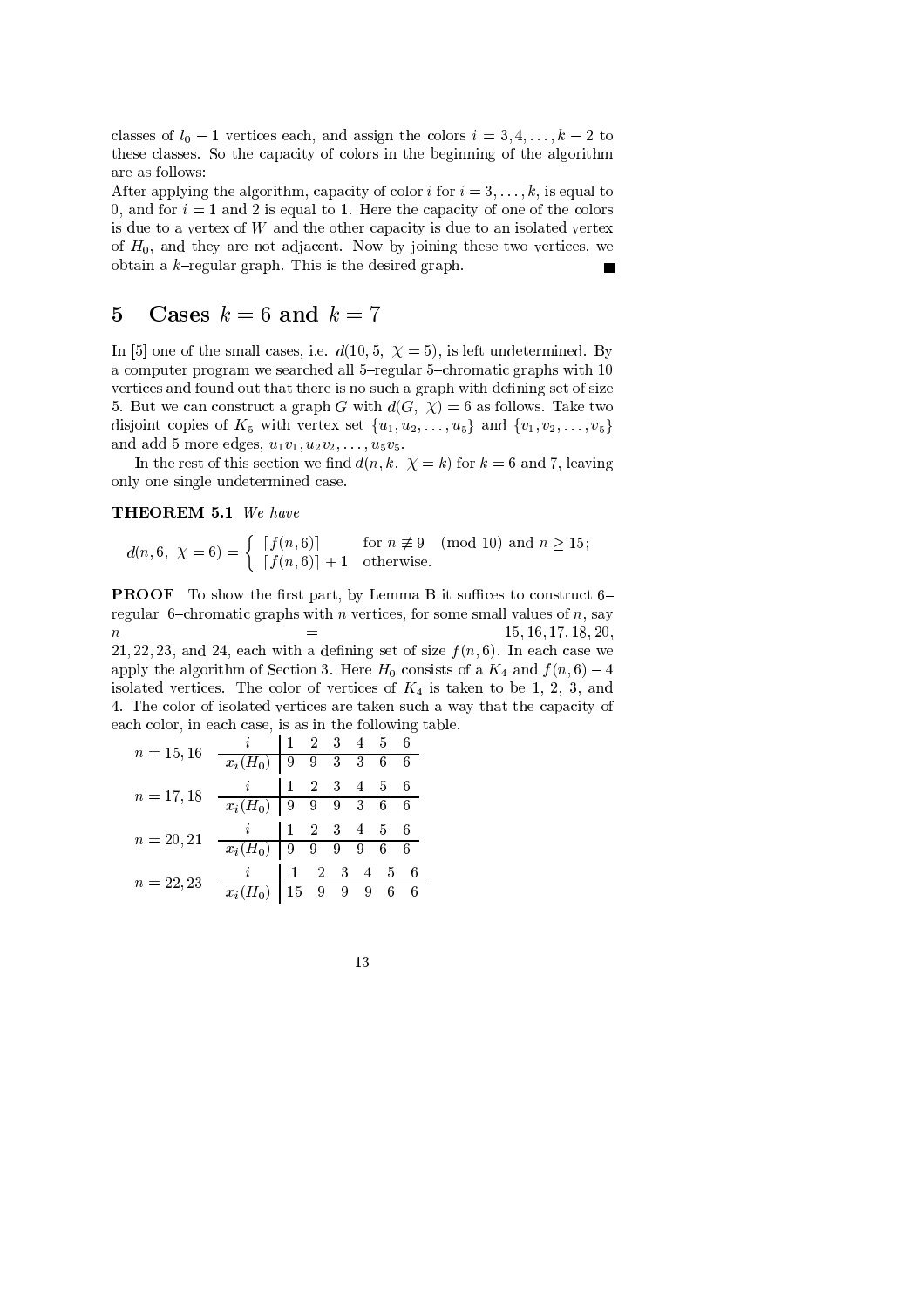classes of $l_0 - 1$ vertices each, and assign the colors $i = 3, 4, \ldots, k-2$ to these classes. So the capacity of colors in the beginning of the algorithm are as follows:
After applying the algorithm, capacity of color $i$ for $i = 3, \ldots, k$, is equal to 0, and for $i = 1$ and 2 is equal to 1. Here the capacity of one of the colors is due to a vertex of $W$ and the other capacity is due to an isolated vertex of $H_0$, and they are not adjacent. Now by joining these two vertices, we obtain a $k$–regular graph. This is the desired graph. ■

## 5 Cases $k = 6$ and $k = 7$

In [5] one of the small cases, i.e. $d(10, 5,\ \chi = 5)$, is left undetermined. By a computer program we searched all 5–regular 5–chromatic graphs with 10 vertices and found out that there is no such a graph with defining set of size 5. But we can construct a graph $G$ with $d(G,\ \chi) = 6$ as follows. Take two disjoint copies of $K_5$ with vertex set $\{u_1, u_2, \ldots, u_5\}$ and $\{v_1, v_2, \ldots, v_5\}$ and add 5 more edges, $u_1v_1, u_2v_2, \ldots, u_5v_5$.

In the rest of this section we find $d(n, k,\ \chi = k)$ for $k = 6$ and 7, leaving only one single undetermined case.

**THEOREM 5.1** *We have*

$$d(n, 6,\ \chi = 6) = \begin{cases} \lceil f(n,6) \rceil & \text{for } n \not\equiv 9 \pmod{10} \text{ and } n \geq 15; \\ \lceil f(n,6) \rceil + 1 & \text{otherwise.} \end{cases}$$

**PROOF** To show the first part, by Lemma B it suffices to construct 6–regular 6–chromatic graphs with $n$ vertices, for some small values of $n$, say $n = 15, 16, 17, 18, 20, 21, 22, 23$, and 24, each with a defining set of size $f(n, 6)$. In each case we apply the algorithm of Section 3. Here $H_0$ consists of a $K_4$ and $f(n, 6) - 4$ isolated vertices. The color of vertices of $K_4$ is taken to be 1, 2, 3, and 4. The color of isolated vertices are taken such a way that the capacity of each color, in each case, is as in the following table.

$n = 15, 16$

| $i$ | 1 | 2 | 3 | 4 | 5 | 6 |
|---|---|---|---|---|---|---|
| $x_i(H_0)$ | 9 | 9 | 3 | 3 | 6 | 6 |

$n = 17, 18$

| $i$ | 1 | 2 | 3 | 4 | 5 | 6 |
|---|---|---|---|---|---|---|
| $x_i(H_0)$ | 9 | 9 | 9 | 3 | 6 | 6 |

$n = 20, 21$

| $i$ | 1 | 2 | 3 | 4 | 5 | 6 |
|---|---|---|---|---|---|---|
| $x_i(H_0)$ | 9 | 9 | 9 | 9 | 6 | 6 |

$n = 22, 23$

| $i$ | 1 | 2 | 3 | 4 | 5 | 6 |
|---|---|---|---|---|---|---|
| $x_i(H_0)$ | 15 | 9 | 9 | 9 | 6 | 6 |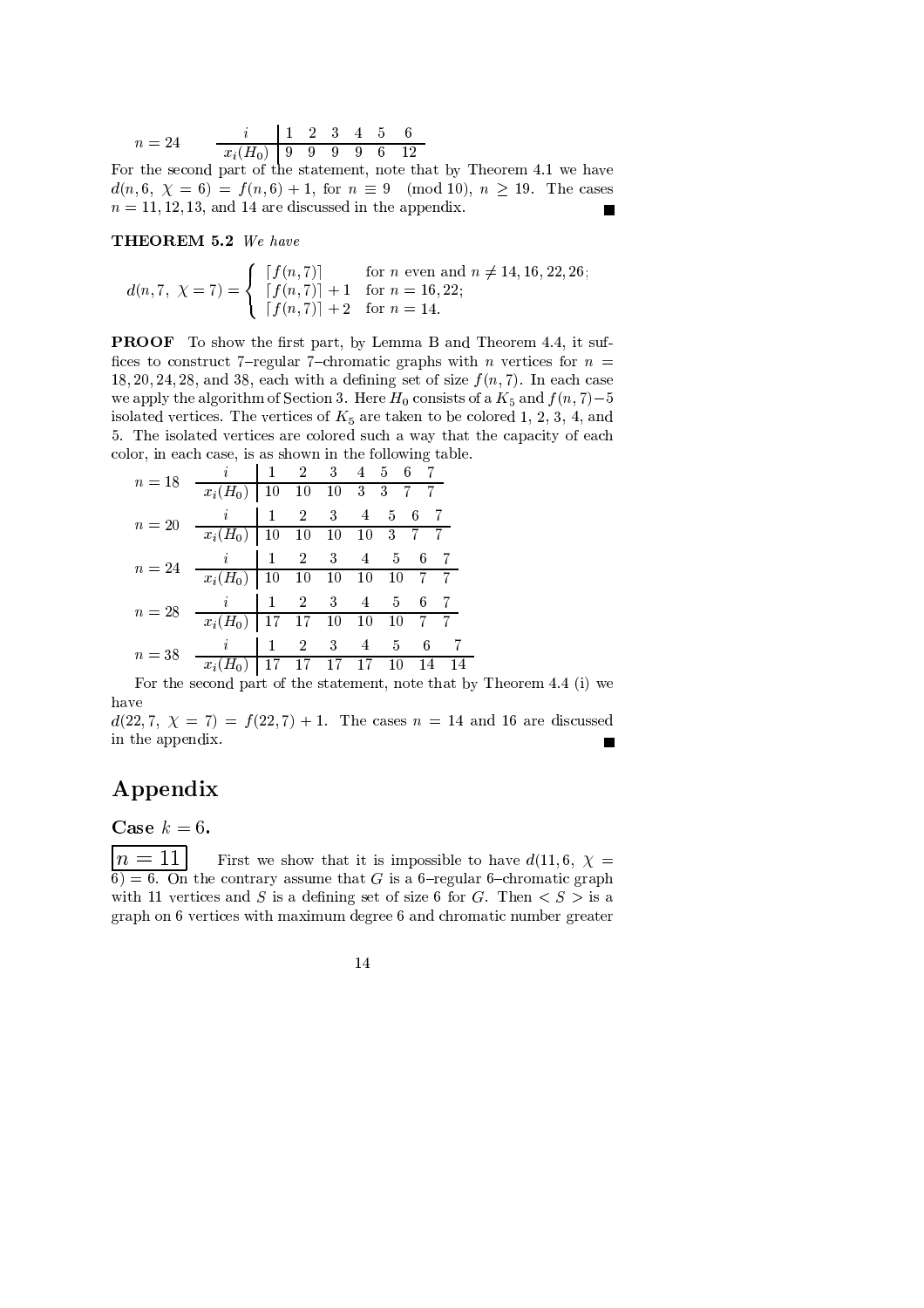$n = 24$

| $i$ | 1 | 2 | 3 | 4 | 5 | 6 |
|---|---|---|---|---|---|---|
| $x_i(H_0)$ | 9 | 9 | 9 | 9 | 6 | 12 |

For the second part of the statement, note that by Theorem 4.1 we have $d(n, 6,\ \chi = 6) = f(n, 6) + 1$, for $n \equiv 9 \pmod{10}$, $n \geq 19$. The cases $n = 11, 12, 13$, and 14 are discussed in the appendix. ■

**THEOREM 5.2** *We have*

$$d(n, 7,\ \chi = 7) = \begin{cases} \lceil f(n,7) \rceil & \text{for } n \text{ even and } n \neq 14, 16, 22, 26; \\ \lceil f(n,7) \rceil + 1 & \text{for } n = 16, 22; \\ \lceil f(n,7) \rceil + 2 & \text{for } n = 14. \end{cases}$$

**PROOF** To show the first part, by Lemma B and Theorem 4.4, it suffices to construct 7–regular 7–chromatic graphs with $n$ vertices for $n = 18, 20, 24, 28$, and 38, each with a defining set of size $f(n, 7)$. In each case we apply the algorithm of Section 3. Here $H_0$ consists of a $K_5$ and $f(n, 7) - 5$ isolated vertices. The vertices of $K_5$ are taken to be colored 1, 2, 3, 4, and 5. The isolated vertices are colored such a way that the capacity of each color, in each case, is as shown in the following table.

$n = 18$

| $i$ | 1 | 2 | 3 | 4 | 5 | 6 | 7 |
|---|---|---|---|---|---|---|---|
| $x_i(H_0)$ | 10 | 10 | 10 | 3 | 3 | 7 | 7 |

$n = 20$

| $i$ | 1 | 2 | 3 | 4 | 5 | 6 | 7 |
|---|---|---|---|---|---|---|---|
| $x_i(H_0)$ | 10 | 10 | 10 | 10 | 3 | 7 | 7 |

$n = 24$

| $i$ | 1 | 2 | 3 | 4 | 5 | 6 | 7 |
|---|---|---|---|---|---|---|---|
| $x_i(H_0)$ | 10 | 10 | 10 | 10 | 10 | 7 | 7 |

$n = 28$

| $i$ | 1 | 2 | 3 | 4 | 5 | 6 | 7 |
|---|---|---|---|---|---|---|---|
| $x_i(H_0)$ | 17 | 17 | 10 | 10 | 10 | 7 | 7 |

$n = 38$

| $i$ | 1 | 2 | 3 | 4 | 5 | 6 | 7 |
|---|---|---|---|---|---|---|---|
| $x_i(H_0)$ | 17 | 17 | 17 | 17 | 10 | 14 | 14 |

For the second part of the statement, note that by Theorem 4.4 (i) we have
$d(22, 7,\ \chi = 7) = f(22, 7) + 1$. The cases $n = 14$ and 16 are discussed in the appendix. ■

# Appendix

## Case $k = 6$.

**$n = 11$** First we show that it is impossible to have $d(11, 6,\ \chi = 6) = 6$. On the contrary assume that $G$ is a 6–regular 6–chromatic graph with 11 vertices and $S$ is a defining set of size 6 for $G$. Then $< S >$ is a graph on 6 vertices with maximum degree 6 and chromatic number greater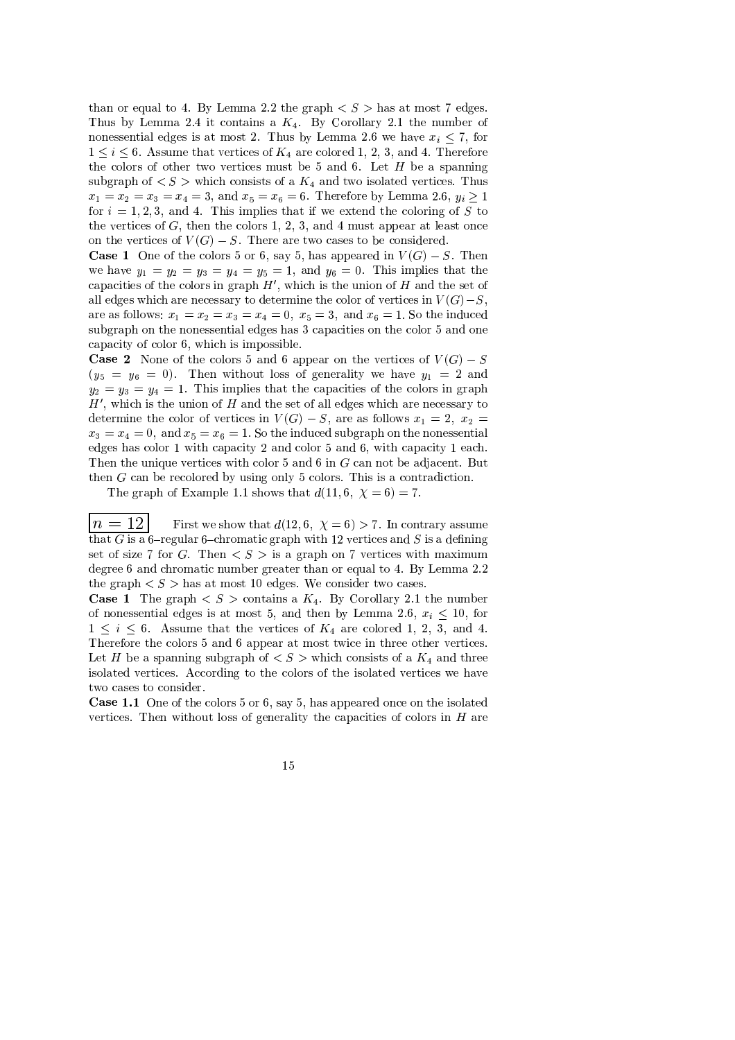than or equal to 4. By Lemma 2.2 the graph $< S >$ has at most 7 edges. Thus by Lemma 2.4 it contains a $K_4$. By Corollary 2.1 the number of nonessential edges is at most 2. Thus by Lemma 2.6 we have $x_i \leq 7$, for $1 \leq i \leq 6$. Assume that vertices of $K_4$ are colored 1, 2, 3, and 4. Therefore the colors of other two vertices must be 5 and 6. Let $H$ be a spanning subgraph of $< S >$ which consists of a $K_4$ and two isolated vertices. Thus $x_1 = x_2 = x_3 = x_4 = 3$, and $x_5 = x_6 = 6$. Therefore by Lemma 2.6, $y_i \geq 1$ for $i = 1, 2, 3$, and 4. This implies that if we extend the coloring of $S$ to the vertices of $G$, then the colors 1, 2, 3, and 4 must appear at least once on the vertices of $V(G) - S$. There are two cases to be considered.

**Case 1** One of the colors 5 or 6, say 5, has appeared in $V(G) - S$. Then we have $y_1 = y_2 = y_3 = y_4 = y_5 = 1$, and $y_6 = 0$. This implies that the capacities of the colors in graph $H'$, which is the union of $H$ and the set of all edges which are necessary to determine the color of vertices in $V(G)-S$, are as follows: $x_1 = x_2 = x_3 = x_4 = 0$, $x_5 = 3$, and $x_6 = 1$. So the induced subgraph on the nonessential edges has 3 capacities on the color 5 and one capacity of color 6, which is impossible.

**Case 2** None of the colors 5 and 6 appear on the vertices of $V(G) - S$ ($y_5 = y_6 = 0$). Then without loss of generality we have $y_1 = 2$ and $y_2 = y_3 = y_4 = 1$. This implies that the capacities of the colors in graph $H'$, which is the union of $H$ and the set of all edges which are necessary to determine the color of vertices in $V(G) - S$, are as follows $x_1 = 2$, $x_2 = x_3 = x_4 = 0$, and $x_5 = x_6 = 1$. So the induced subgraph on the nonessential edges has color 1 with capacity 2 and color 5 and 6, with capacity 1 each. Then the unique vertices with color 5 and 6 in $G$ can not be adjacent. But then $G$ can be recolored by using only 5 colors. This is a contradiction.

The graph of Example 1.1 shows that $d(11, 6, \ \chi = 6) = 7$.

**$n = 12$** First we show that $d(12, 6, \ \chi = 6) > 7$. In contrary assume that $G$ is a 6–regular 6–chromatic graph with 12 vertices and $S$ is a defining set of size 7 for $G$. Then $< S >$ is a graph on 7 vertices with maximum degree 6 and chromatic number greater than or equal to 4. By Lemma 2.2 the graph $< S >$ has at most 10 edges. We consider two cases.

**Case 1** The graph $< S >$ contains a $K_4$. By Corollary 2.1 the number of nonessential edges is at most 5, and then by Lemma 2.6, $x_i \leq 10$, for $1 \leq i \leq 6$. Assume that the vertices of $K_4$ are colored 1, 2, 3, and 4. Therefore the colors 5 and 6 appear at most twice in three other vertices. Let $H$ be a spanning subgraph of $< S >$ which consists of a $K_4$ and three isolated vertices. According to the colors of the isolated vertices we have two cases to consider.

**Case 1.1** One of the colors 5 or 6, say 5, has appeared once on the isolated vertices. Then without loss of generality the capacities of colors in $H$ are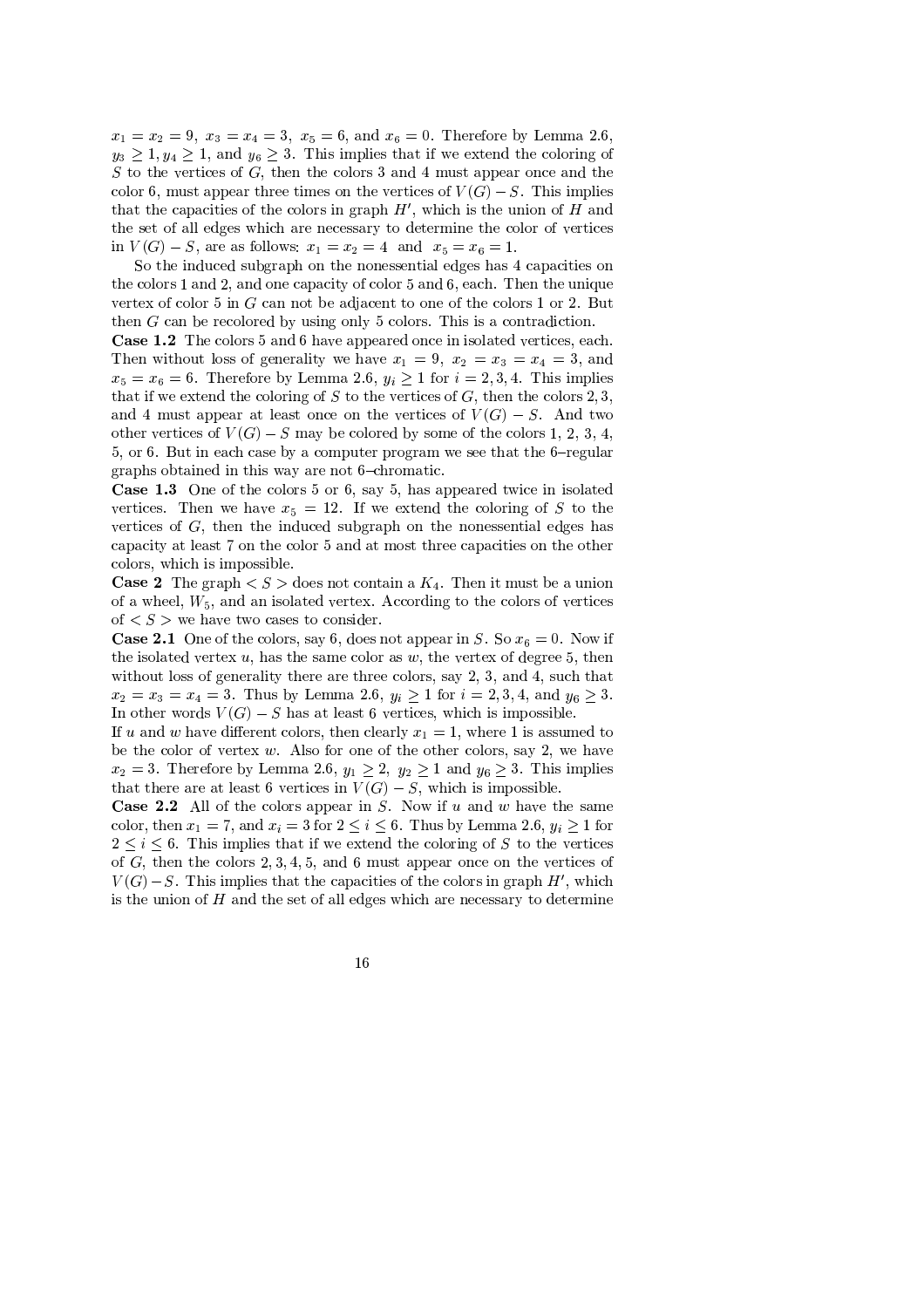$x_1 = x_2 = 9,\ x_3 = x_4 = 3,\ x_5 = 6$, and $x_6 = 0$. Therefore by Lemma 2.6, $y_3 \geq 1, y_4 \geq 1$, and $y_6 \geq 3$. This implies that if we extend the coloring of $S$ to the vertices of $G$, then the colors 3 and 4 must appear once and the color 6, must appear three times on the vertices of $V(G) - S$. This implies that the capacities of the colors in graph $H'$, which is the union of $H$ and the set of all edges which are necessary to determine the color of vertices in $V(G) - S$, are as follows: $x_1 = x_2 = 4$ and $x_5 = x_6 = 1$.

So the induced subgraph on the nonessential edges has 4 capacities on the colors 1 and 2, and one capacity of color 5 and 6, each. Then the unique vertex of color 5 in $G$ can not be adjacent to one of the colors 1 or 2. But then $G$ can be recolored by using only 5 colors. This is a contradiction.

**Case 1.2** The colors 5 and 6 have appeared once in isolated vertices, each. Then without loss of generality we have $x_1 = 9,\ x_2 = x_3 = x_4 = 3$, and $x_5 = x_6 = 6$. Therefore by Lemma 2.6, $y_i \geq 1$ for $i = 2, 3, 4$. This implies that if we extend the coloring of $S$ to the vertices of $G$, then the colors 2, 3, and 4 must appear at least once on the vertices of $V(G) - S$. And two other vertices of $V(G) - S$ may be colored by some of the colors 1, 2, 3, 4, 5, or 6. But in each case by a computer program we see that the 6–regular graphs obtained in this way are not 6–chromatic.

**Case 1.3** One of the colors 5 or 6, say 5, has appeared twice in isolated vertices. Then we have $x_5 = 12$. If we extend the coloring of $S$ to the vertices of $G$, then the induced subgraph on the nonessential edges has capacity at least 7 on the color 5 and at most three capacities on the other colors, which is impossible.

**Case 2** The graph $< S >$ does not contain a $K_4$. Then it must be a union of a wheel, $W_5$, and an isolated vertex. According to the colors of vertices of $< S >$ we have two cases to consider.

**Case 2.1** One of the colors, say 6, does not appear in $S$. So $x_6 = 0$. Now if the isolated vertex $u$, has the same color as $w$, the vertex of degree 5, then without loss of generality there are three colors, say 2, 3, and 4, such that $x_2 = x_3 = x_4 = 3$. Thus by Lemma 2.6, $y_i \geq 1$ for $i = 2, 3, 4$, and $y_6 \geq 3$. In other words $V(G) - S$ has at least 6 vertices, which is impossible.

If $u$ and $w$ have different colors, then clearly $x_1 = 1$, where 1 is assumed to be the color of vertex $w$. Also for one of the other colors, say 2, we have $x_2 = 3$. Therefore by Lemma 2.6, $y_1 \geq 2,\ y_2 \geq 1$ and $y_6 \geq 3$. This implies that there are at least 6 vertices in $V(G) - S$, which is impossible.

**Case 2.2** All of the colors appear in $S$. Now if $u$ and $w$ have the same color, then $x_1 = 7$, and $x_i = 3$ for $2 \leq i \leq 6$. Thus by Lemma 2.6, $y_i \geq 1$ for $2 \leq i \leq 6$. This implies that if we extend the coloring of $S$ to the vertices of $G$, then the colors 2, 3, 4, 5, and 6 must appear once on the vertices of $V(G) - S$. This implies that the capacities of the colors in graph $H'$, which is the union of $H$ and the set of all edges which are necessary to determine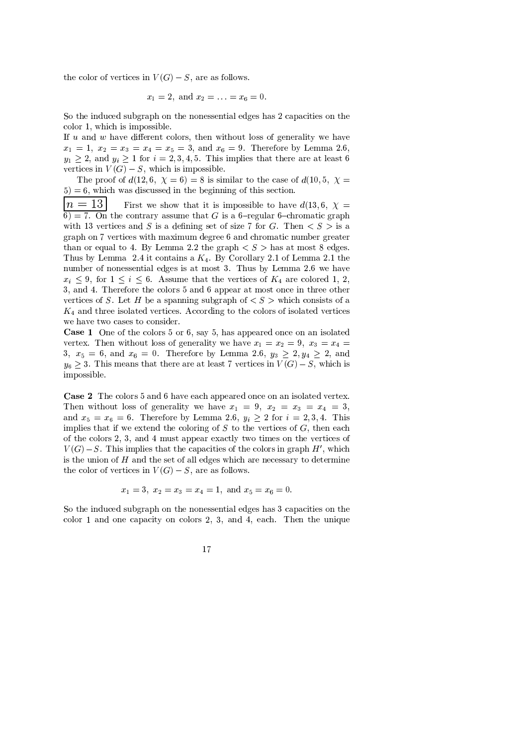the color of vertices in $V(G)-S$, are as follows.

$$x_1 = 2, \text{ and } x_2 = \ldots = x_6 = 0.$$

So the induced subgraph on the nonessential edges has 2 capacities on the color 1, which is impossible.
If $u$ and $w$ have different colors, then without loss of generality we have $x_1 = 1,\ x_2 = x_3 = x_4 = x_5 = 3$, and $x_6 = 9$. Therefore by Lemma 2.6, $y_1 \geq 2$, and $y_i \geq 1$ for $i = 2, 3, 4, 5$. This implies that there are at least 6 vertices in $V(G)-S$, which is impossible.

The proof of $d(12, 6,\ \chi = 6) = 8$ is similar to the case of $d(10, 5,\ \chi = 5) = 6$, which was discussed in the beginning of this section.

**$n = 13$** First we show that it is impossible to have $d(13, 6,\ \chi = 6) = 7$. On the contrary assume that $G$ is a 6–regular 6–chromatic graph with 13 vertices and $S$ is a defining set of size 7 for $G$. Then $< S >$ is a graph on 7 vertices with maximum degree 6 and chromatic number greater than or equal to 4. By Lemma 2.2 the graph $< S >$ has at most 8 edges. Thus by Lemma 2.4 it contains a $K_4$. By Corollary 2.1 of Lemma 2.1 the number of nonessential edges is at most 3. Thus by Lemma 2.6 we have $x_i \leq 9$, for $1 \leq i \leq 6$. Assume that the vertices of $K_4$ are colored 1, 2, 3, and 4. Therefore the colors 5 and 6 appear at most once in three other vertices of $S$. Let $H$ be a spanning subgraph of $< S >$ which consists of a $K_4$ and three isolated vertices. According to the colors of isolated vertices we have two cases to consider.

**Case 1** One of the colors 5 or 6, say 5, has appeared once on an isolated vertex. Then without loss of generality we have $x_1 = x_2 = 9,\ x_3 = x_4 = 3,\ x_5 = 6$, and $x_6 = 0$. Therefore by Lemma 2.6, $y_3 \geq 2, y_4 \geq 2$, and $y_6 \geq 3$. This means that there are at least 7 vertices in $V(G)-S$, which is impossible.

**Case 2** The colors 5 and 6 have each appeared once on an isolated vertex. Then without loss of generality we have $x_1 = 9,\ x_2 = x_3 = x_4 = 3$, and $x_5 = x_6 = 6$. Therefore by Lemma 2.6, $y_i \geq 2$ for $i = 2, 3, 4$. This implies that if we extend the coloring of $S$ to the vertices of $G$, then each of the colors 2, 3, and 4 must appear exactly two times on the vertices of $V(G)-S$. This implies that the capacities of the colors in graph $H'$, which is the union of $H$ and the set of all edges which are necessary to determine the color of vertices in $V(G)-S$, are as follows.

$$x_1 = 3,\ x_2 = x_3 = x_4 = 1, \text{ and } x_5 = x_6 = 0.$$

So the induced subgraph on the nonessential edges has 3 capacities on the color 1 and one capacity on colors 2, 3, and 4, each. Then the unique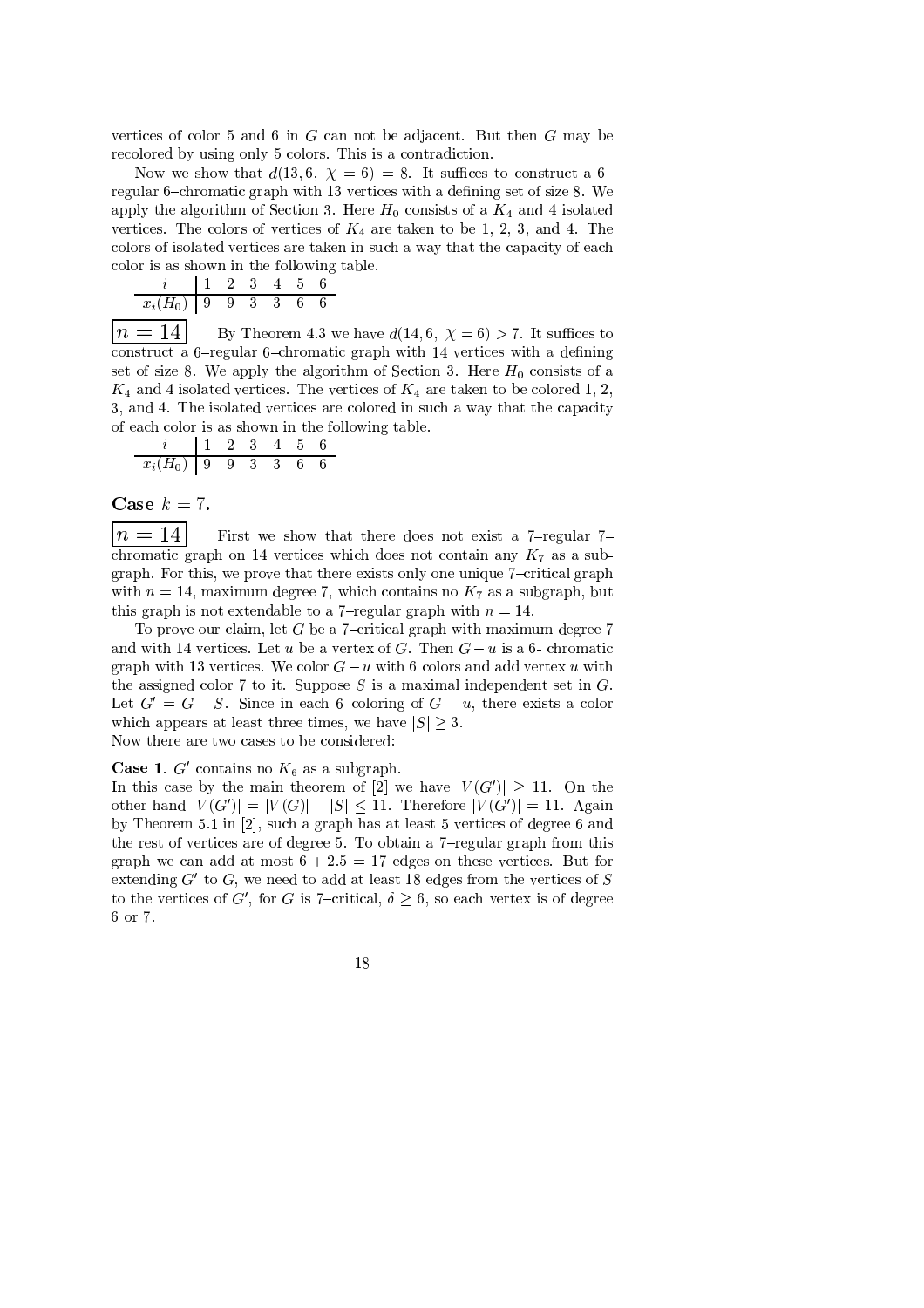vertices of color 5 and 6 in $G$ can not be adjacent. But then $G$ may be recolored by using only 5 colors. This is a contradiction.

Now we show that $d(13, 6, \ \chi = 6) = 8$. It suffices to construct a 6–regular 6–chromatic graph with 13 vertices with a defining set of size 8. We apply the algorithm of Section 3. Here $H_0$ consists of a $K_4$ and 4 isolated vertices. The colors of vertices of $K_4$ are taken to be 1, 2, 3, and 4. The colors of isolated vertices are taken in such a way that the capacity of each color is as shown in the following table.

| $i$ | 1 | 2 | 3 | 4 | 5 | 6 |
|---|---|---|---|---|---|---|
| $x_i(H_0)$ | 9 | 9 | 3 | 3 | 6 | 6 |

**$n = 14$** By Theorem 4.3 we have $d(14, 6, \ \chi = 6) > 7$. It suffices to construct a 6–regular 6–chromatic graph with 14 vertices with a defining set of size 8. We apply the algorithm of Section 3. Here $H_0$ consists of a $K_4$ and 4 isolated vertices. The vertices of $K_4$ are taken to be colored 1, 2, 3, and 4. The isolated vertices are colored in such a way that the capacity of each color is as shown in the following table.

| $i$ | 1 | 2 | 3 | 4 | 5 | 6 |
|---|---|---|---|---|---|---|
| $x_i(H_0)$ | 9 | 9 | 3 | 3 | 6 | 6 |

## Case $k = 7$.

**$n = 14$** First we show that there does not exist a 7–regular 7–chromatic graph on 14 vertices which does not contain any $K_7$ as a subgraph. For this, we prove that there exists only one unique 7–critical graph with $n = 14$, maximum degree 7, which contains no $K_7$ as a subgraph, but this graph is not extendable to a 7–regular graph with $n = 14$.

To prove our claim, let $G$ be a 7–critical graph with maximum degree 7 and with 14 vertices. Let $u$ be a vertex of $G$. Then $G - u$ is a 6- chromatic graph with 13 vertices. We color $G - u$ with 6 colors and add vertex $u$ with the assigned color 7 to it. Suppose $S$ is a maximal independent set in $G$. Let $G' = G - S$. Since in each 6–coloring of $G - u$, there exists a color which appears at least three times, we have $|S| \geq 3$.
Now there are two cases to be considered:

**Case 1**. $G'$ contains no $K_6$ as a subgraph.
In this case by the main theorem of [2] we have $|V(G')| \geq 11$. On the other hand $|V(G')| = |V(G)| - |S| \leq 11$. Therefore $|V(G')| = 11$. Again by Theorem 5.1 in [2], such a graph has at least 5 vertices of degree 6 and the rest of vertices are of degree 5. To obtain a 7–regular graph from this graph we can add at most $6 + 2.5 = 17$ edges on these vertices. But for extending $G'$ to $G$, we need to add at least 18 edges from the vertices of $S$ to the vertices of $G'$, for $G$ is 7–critical, $\delta \geq 6$, so each vertex is of degree 6 or 7.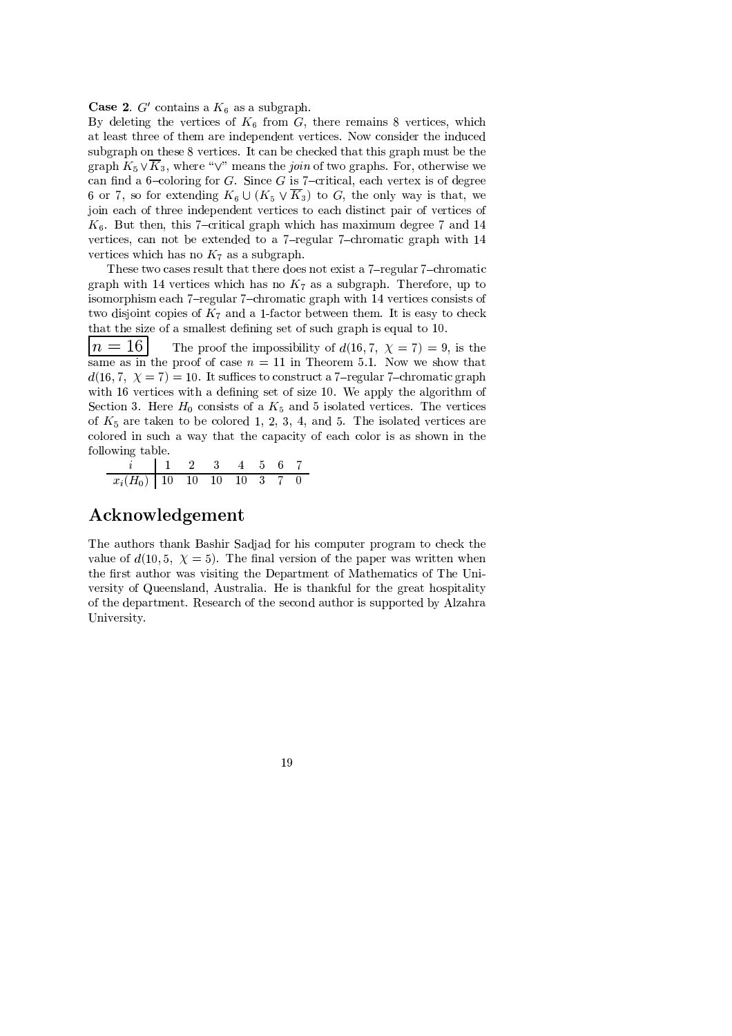**Case 2**. $G'$ contains a $K_6$ as a subgraph.
By deleting the vertices of $K_6$ from $G$, there remains 8 vertices, which at least three of them are independent vertices. Now consider the induced subgraph on these 8 vertices. It can be checked that this graph must be the graph $K_5 \vee \overline{K}_3$, where "$\vee$" means the *join* of two graphs. For, otherwise we can find a 6–coloring for $G$. Since $G$ is 7–critical, each vertex is of degree 6 or 7, so for extending $K_6 \cup (K_5 \vee \overline{K}_3)$ to $G$, the only way is that, we join each of three independent vertices to each distinct pair of vertices of $K_6$. But then, this 7–critical graph which has maximum degree 7 and 14 vertices, can not be extended to a 7–regular 7–chromatic graph with 14 vertices which has no $K_7$ as a subgraph.

These two cases result that there does not exist a 7–regular 7–chromatic graph with 14 vertices which has no $K_7$ as a subgraph. Therefore, up to isomorphism each 7–regular 7–chromatic graph with 14 vertices consists of two disjoint copies of $K_7$ and a 1-factor between them. It is easy to check that the size of a smallest defining set of such graph is equal to 10.

$\boxed{n = 16}$ The proof the impossibility of $d(16, 7, \ \chi = 7) = 9$, is the same as in the proof of case $n = 11$ in Theorem 5.1. Now we show that $d(16, 7, \ \chi = 7) = 10$. It suffices to construct a 7–regular 7–chromatic graph with 16 vertices with a defining set of size 10. We apply the algorithm of Section 3. Here $H_0$ consists of a $K_5$ and 5 isolated vertices. The vertices of $K_5$ are taken to be colored 1, 2, 3, 4, and 5. The isolated vertices are colored in such a way that the capacity of each color is as shown in the following table.

| $i$ | 1 | 2 | 3 | 4 | 5 | 6 | 7 |
|---|---|---|---|---|---|---|---|
| $x_i(H_0)$ | 10 | 10 | 10 | 10 | 3 | 7 | 0 |

## Acknowledgement

The authors thank Bashir Sadjad for his computer program to check the value of $d(10, 5, \ \chi = 5)$. The final version of the paper was written when the first author was visiting the Department of Mathematics of The University of Queensland, Australia. He is thankful for the great hospitality of the department. Research of the second author is supported by Alzahra University.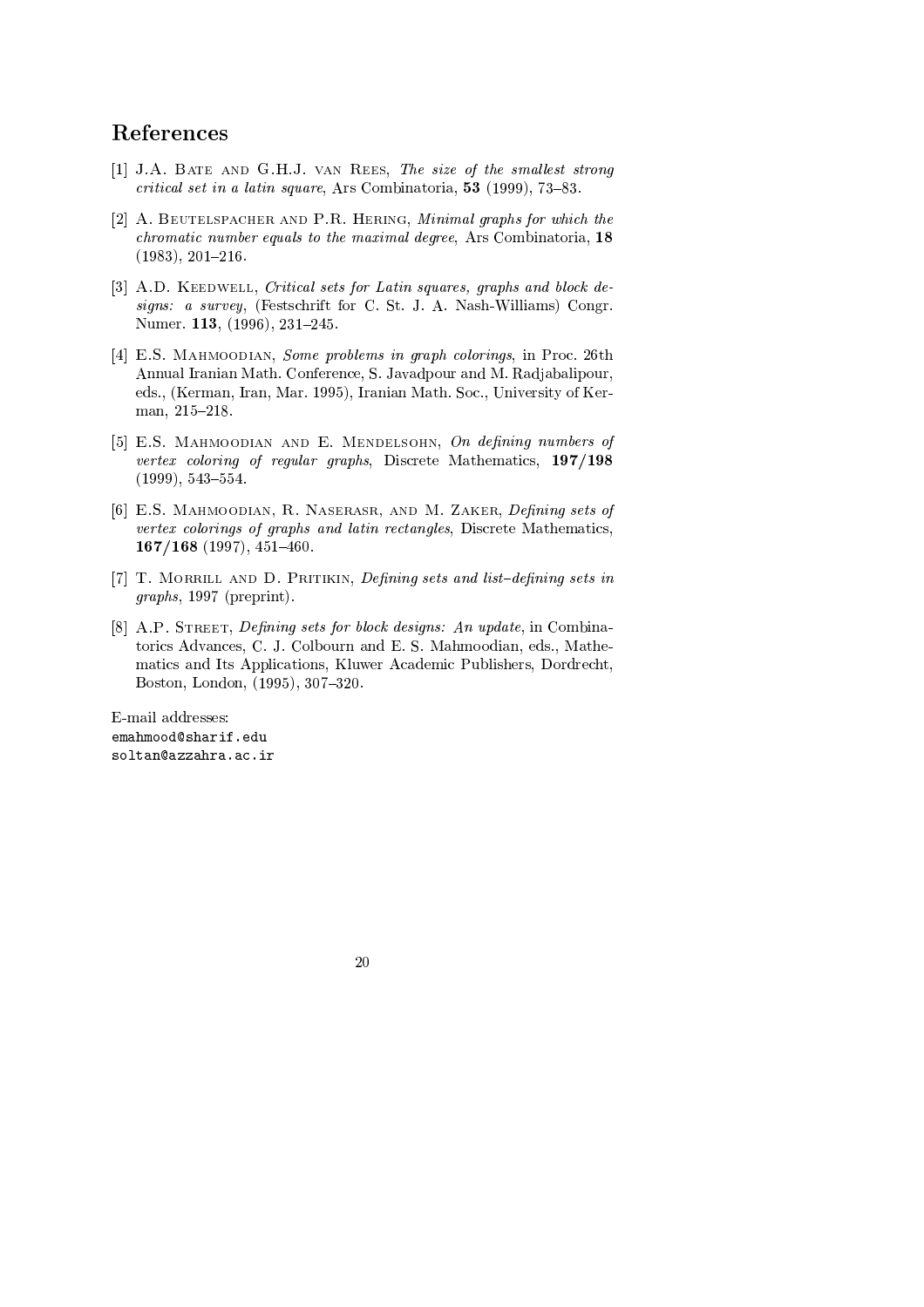## References

[1] J.A. Bate and G.H.J. van Rees, *The size of the smallest strong critical set in a latin square*, Ars Combinatoria, **53** (1999), 73–83.

[2] A. Beutelspacher and P.R. Hering, *Minimal graphs for which the chromatic number equals to the maximal degree*, Ars Combinatoria, **18** (1983), 201–216.

[3] A.D. Keedwell, *Critical sets for Latin squares, graphs and block designs: a survey*, (Festschrift for C. St. J. A. Nash-Williams) Congr. Numer. **113**, (1996), 231–245.

[4] E.S. Mahmoodian, *Some problems in graph colorings*, in Proc. 26th Annual Iranian Math. Conference, S. Javadpour and M. Radjabalipour, eds., (Kerman, Iran, Mar. 1995), Iranian Math. Soc., University of Kerman, 215–218.

[5] E.S. Mahmoodian and E. Mendelsohn, *On defining numbers of vertex coloring of regular graphs*, Discrete Mathematics, **197/198** (1999), 543–554.

[6] E.S. Mahmoodian, R. Naserasr, and M. Zaker, *Defining sets of vertex colorings of graphs and latin rectangles*, Discrete Mathematics, **167/168** (1997), 451–460.

[7] T. Morrill and D. Pritikin, *Defining sets and list–defining sets in graphs*, 1997 (preprint).

[8] A.P. Street, *Defining sets for block designs: An update*, in Combinatorics Advances, C. J. Colbourn and E. S. Mahmoodian, eds., Mathematics and Its Applications, Kluwer Academic Publishers, Dordrecht, Boston, London, (1995), 307–320.

E-mail addresses:
emahmood@sharif.edu
soltan@azzahra.ac.ir